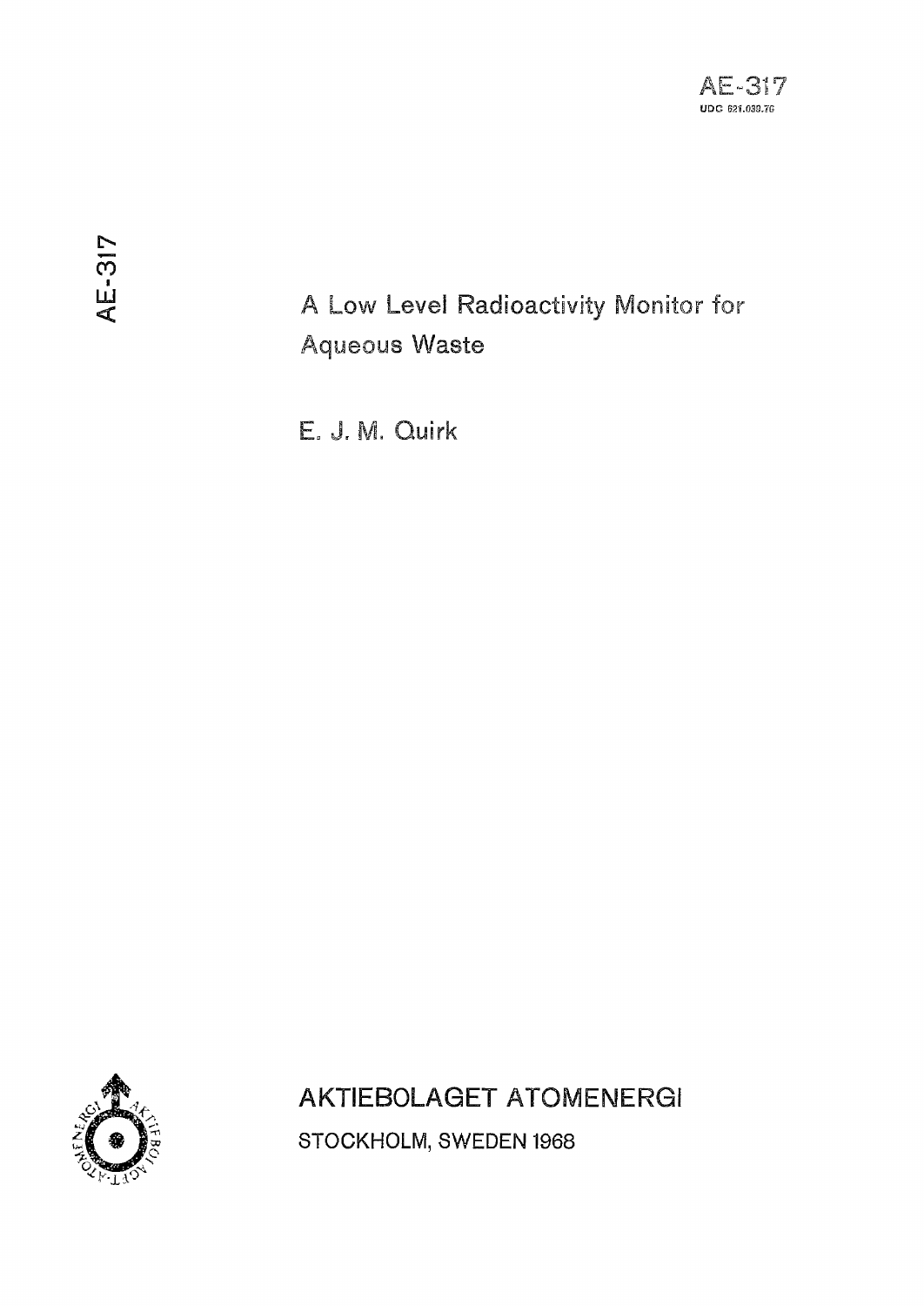AE-317

UDC 621.039.76

AE-317

# A Low Level Radioactivity Monitor for Aqueous Waste

E. J. M. Quirk

AKTIEBOLAGET ATOMENERGI

STOCKHOLM, SWEDEN 1968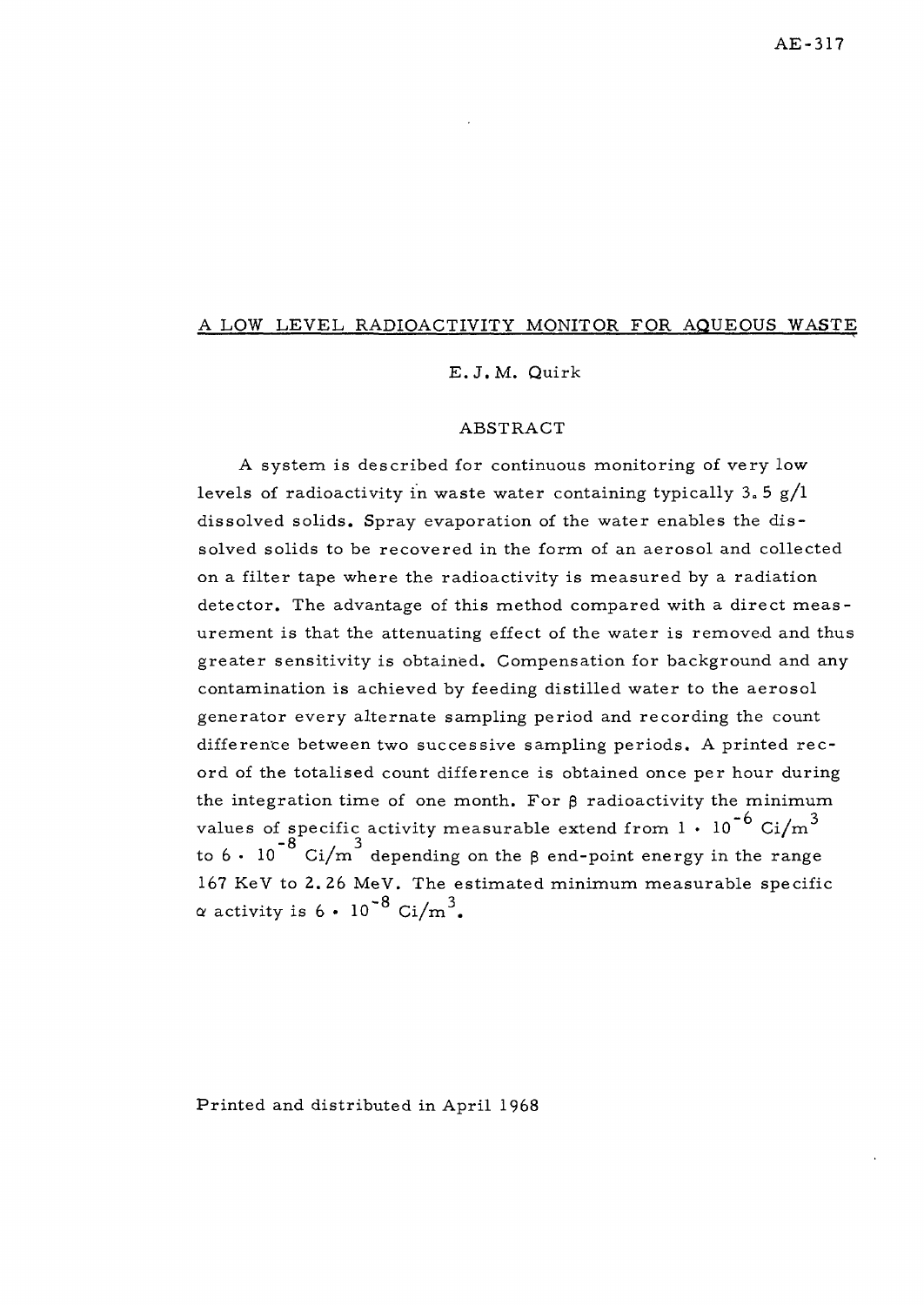AE-317

# A LOW LEVEL RADIOACTIVITY MONITOR FOR AQUEOUS WASTE

E. J. M. Quirk

## ABSTRACT

A system is described for continuous monitoring of very low levels of radioactivity in waste water containing typically 3.5 g/l dissolved solids. Spray evaporation of the water enables the dissolved solids to be recovered in the form of an aerosol and collected on a filter tape where the radioactivity is measured by a radiation detector. The advantage of this method compared with a direct measurement is that the attenuating effect of the water is removed and thus greater sensitivity is obtained. Compensation for background and any contamination is achieved by feeding distilled water to the aerosol generator every alternate sampling period and recording the count difference between two successive sampling periods. A printed record of the totalised count difference is obtained once per hour during the integration time of one month. For $\beta$ radioactivity the minimum values of specific activity measurable extend from $1 \cdot 10^{-6}$ Ci/m$^3$ to $6 \cdot 10^{-8}$ Ci/m$^3$ depending on the $\beta$ end-point energy in the range 167 KeV to 2.26 MeV. The estimated minimum measurable specific $\alpha$ activity is $6 \cdot 10^{-8}$ Ci/m$^3$.

Printed and distributed in April 1968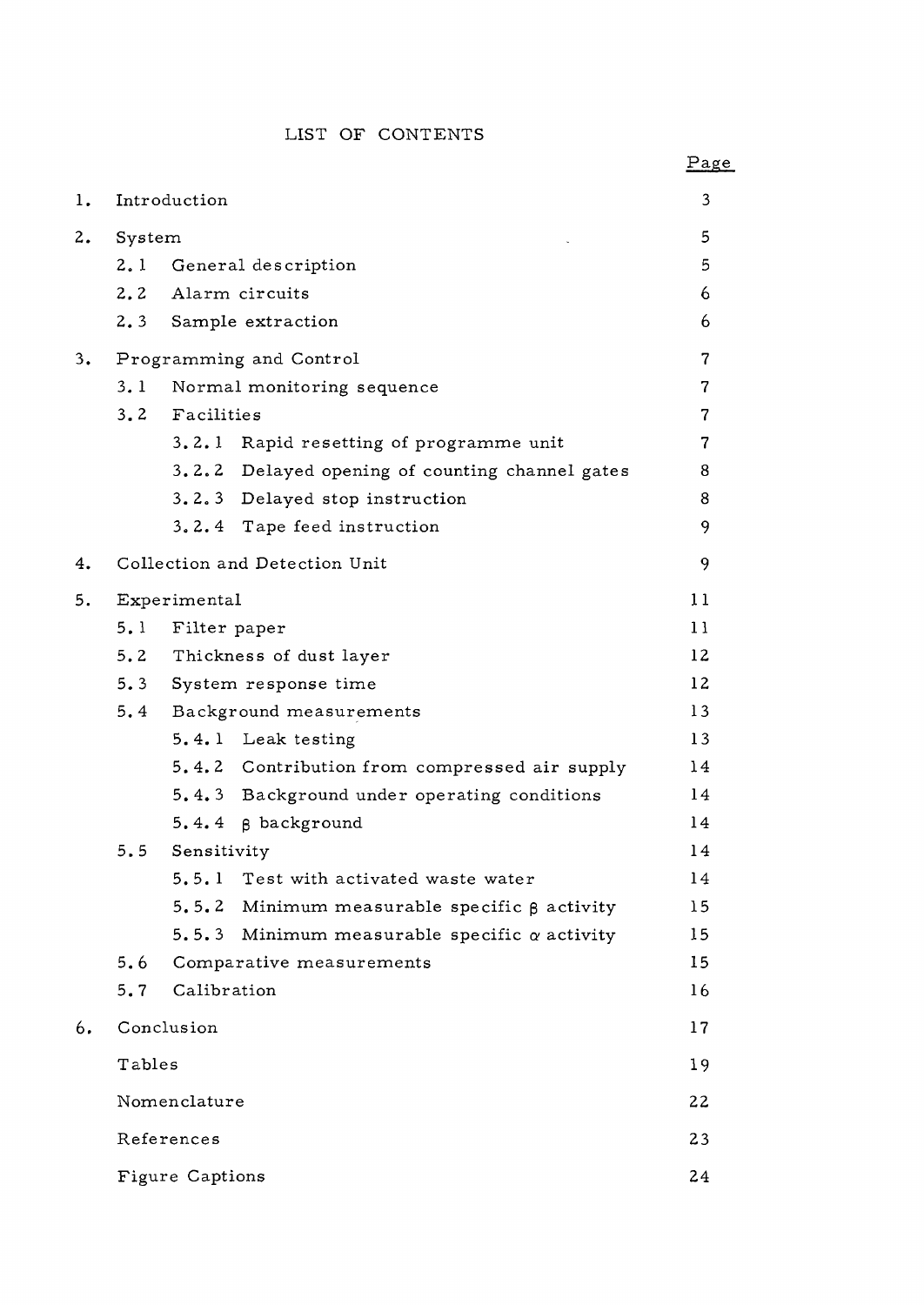# LIST OF CONTENTS

| | | Page |
|---|---|---|
| 1. | Introduction | 3 |
| 2. | System | 5 |
| | 2.1 General description | 5 |
| | 2.2 Alarm circuits | 6 |
| | 2.3 Sample extraction | 6 |
| 3. | Programming and Control | 7 |
| | 3.1 Normal monitoring sequence | 7 |
| | 3.2 Facilities | 7 |
| | 3.2.1 Rapid resetting of programme unit | 7 |
| | 3.2.2 Delayed opening of counting channel gates | 8 |
| | 3.2.3 Delayed stop instruction | 8 |
| | 3.2.4 Tape feed instruction | 9 |
| 4. | Collection and Detection Unit | 9 |
| 5. | Experimental | 11 |
| | 5.1 Filter paper | 11 |
| | 5.2 Thickness of dust layer | 12 |
| | 5.3 System response time | 12 |
| | 5.4 Background measurements | 13 |
| | 5.4.1 Leak testing | 13 |
| | 5.4.2 Contribution from compressed air supply | 14 |
| | 5.4.3 Background under operating conditions | 14 |
| | 5.4.4 $\beta$ background | 14 |
| | 5.5 Sensitivity | 14 |
| | 5.5.1 Test with activated waste water | 14 |
| | 5.5.2 Minimum measurable specific $\beta$ activity | 15 |
| | 5.5.3 Minimum measurable specific $\alpha$ activity | 15 |
| | 5.6 Comparative measurements | 15 |
| | 5.7 Calibration | 16 |
| 6. | Conclusion | 17 |
| | Tables | 19 |
| | Nomenclature | 22 |
| | References | 23 |
| | Figure Captions | 24 |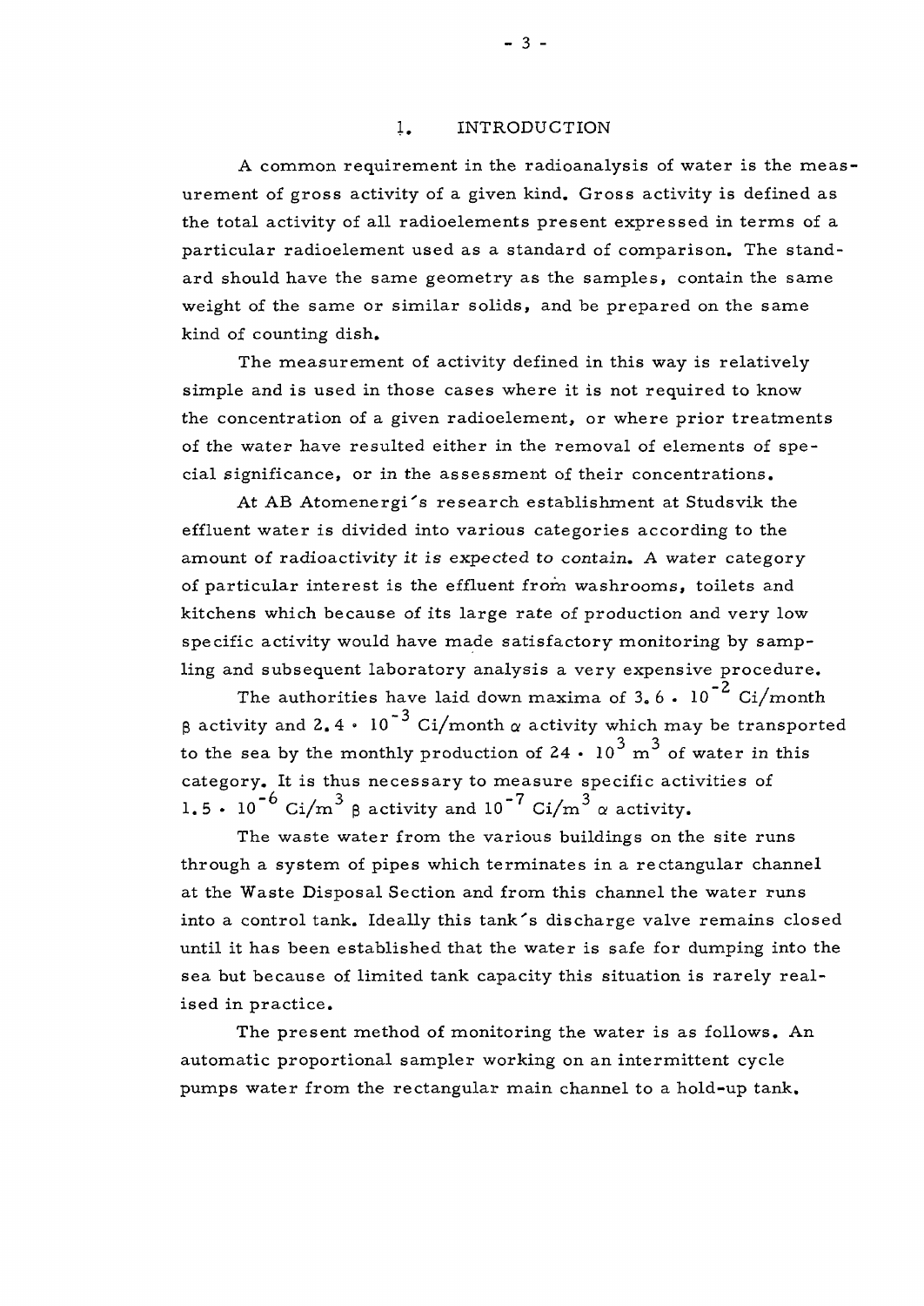## 1. INTRODUCTION

A common requirement in the radioanalysis of water is the measurement of gross activity of a given kind. Gross activity is defined as the total activity of all radioelements present expressed in terms of a particular radioelement used as a standard of comparison. The standard should have the same geometry as the samples, contain the same weight of the same or similar solids, and be prepared on the same kind of counting dish.

The measurement of activity defined in this way is relatively simple and is used in those cases where it is not required to know the concentration of a given radioelement, or where prior treatments of the water have resulted either in the removal of elements of special significance, or in the assessment of their concentrations.

At AB Atomenergi's research establishment at Studsvik the effluent water is divided into various categories according to the amount of radioactivity it is expected to contain. A water category of particular interest is the effluent from washrooms, toilets and kitchens which because of its large rate of production and very low specific activity would have made satisfactory monitoring by sampling and subsequent laboratory analysis a very expensive procedure.

The authorities have laid down maxima of $3.6 \cdot 10^{-2}$ Ci/month $\beta$ activity and $2.4 \cdot 10^{-3}$ Ci/month $\alpha$ activity which may be transported to the sea by the monthly production of $24 \cdot 10^{3}$ $m^3$ of water in this category. It is thus necessary to measure specific activities of $1.5 \cdot 10^{-6}$ Ci/$m^3$ $\beta$ activity and $10^{-7}$ Ci/$m^3$ $\alpha$ activity.

The waste water from the various buildings on the site runs through a system of pipes which terminates in a rectangular channel at the Waste Disposal Section and from this channel the water runs into a control tank. Ideally this tank's discharge valve remains closed until it has been established that the water is safe for dumping into the sea but because of limited tank capacity this situation is rarely realised in practice.

The present method of monitoring the water is as follows. An automatic proportional sampler working on an intermittent cycle pumps water from the rectangular main channel to a hold-up tank.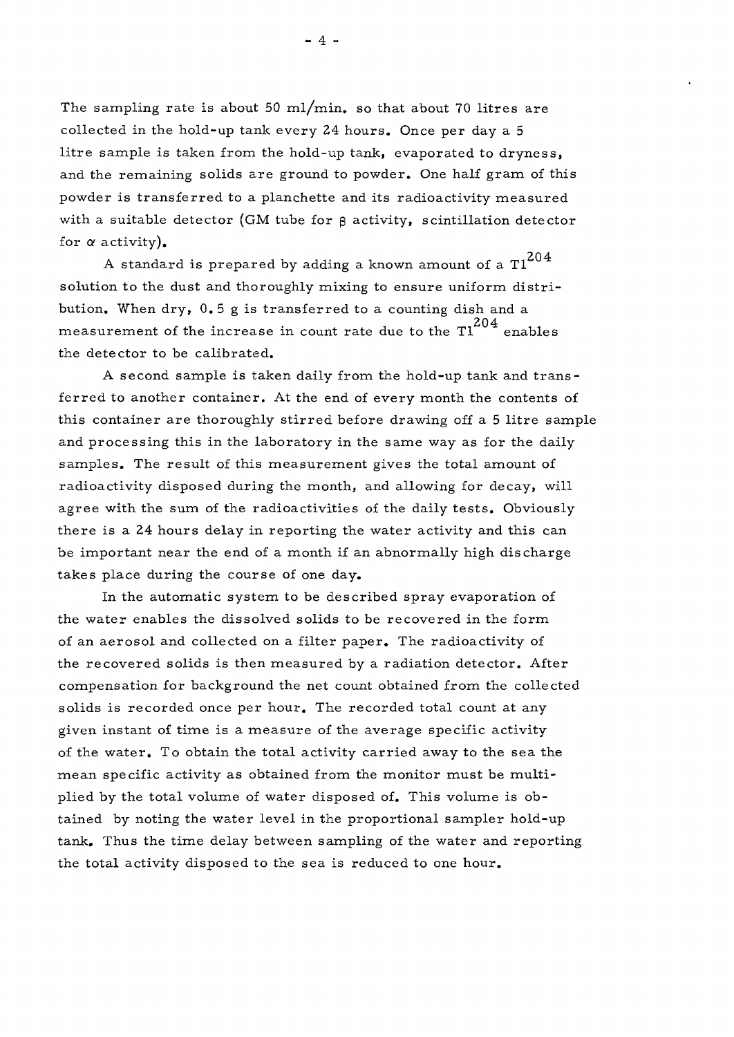The sampling rate is about 50 ml/min. so that about 70 litres are collected in the hold-up tank every 24 hours. Once per day a 5 litre sample is taken from the hold-up tank, evaporated to dryness, and the remaining solids are ground to powder. One half gram of this powder is transferred to a planchette and its radioactivity measured with a suitable detector (GM tube for $\beta$ activity, scintillation detector for $\alpha$ activity).

A standard is prepared by adding a known amount of a $Tl^{204}$ solution to the dust and thoroughly mixing to ensure uniform distribution. When dry, 0.5 g is transferred to a counting dish and a measurement of the increase in count rate due to the $Tl^{204}$ enables the detector to be calibrated.

A second sample is taken daily from the hold-up tank and transferred to another container. At the end of every month the contents of this container are thoroughly stirred before drawing off a 5 litre sample and processing this in the laboratory in the same way as for the daily samples. The result of this measurement gives the total amount of radioactivity disposed during the month, and allowing for decay, will agree with the sum of the radioactivities of the daily tests. Obviously there is a 24 hours delay in reporting the water activity and this can be important near the end of a month if an abnormally high discharge takes place during the course of one day.

In the automatic system to be described spray evaporation of the water enables the dissolved solids to be recovered in the form of an aerosol and collected on a filter paper. The radioactivity of the recovered solids is then measured by a radiation detector. After compensation for background the net count obtained from the collected solids is recorded once per hour. The recorded total count at any given instant of time is a measure of the average specific activity of the water. To obtain the total activity carried away to the sea the mean specific activity as obtained from the monitor must be multiplied by the total volume of water disposed of. This volume is obtained by noting the water level in the proportional sampler hold-up tank. Thus the time delay between sampling of the water and reporting the total activity disposed to the sea is reduced to one hour.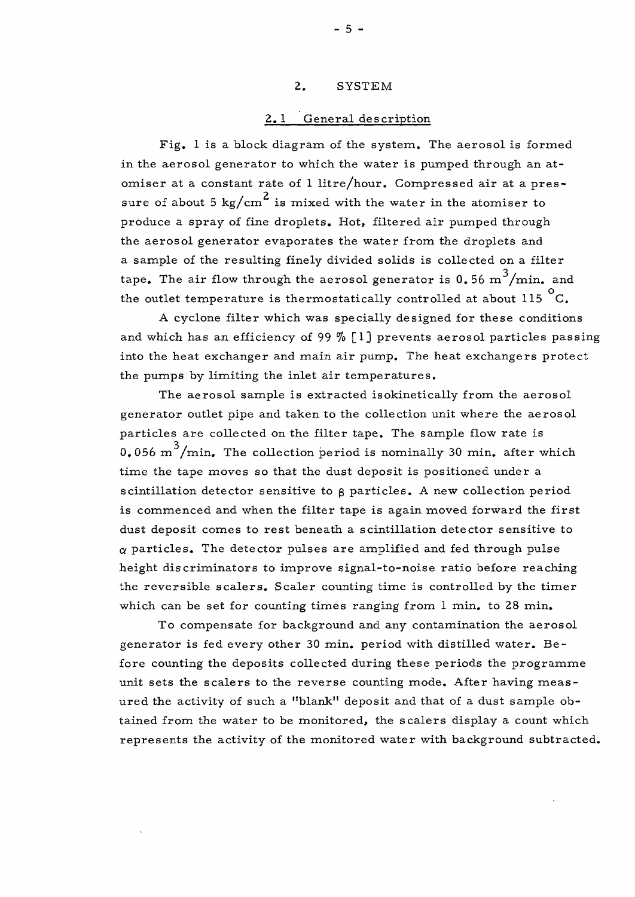## 2. SYSTEM

### 2.1 General description

Fig. 1 is a block diagram of the system. The aerosol is formed in the aerosol generator to which the water is pumped through an atomiser at a constant rate of 1 litre/hour. Compressed air at a pressure of about 5 $kg/cm^2$ is mixed with the water in the atomiser to produce a spray of fine droplets. Hot, filtered air pumped through the aerosol generator evaporates the water from the droplets and a sample of the resulting finely divided solids is collected on a filter tape. The air flow through the aerosol generator is 0.56 $m^3/min.$ and the outlet temperature is thermostatically controlled at about 115 $^{\circ}C$.

A cyclone filter which was specially designed for these conditions and which has an efficiency of 99 % [1] prevents aerosol particles passing into the heat exchanger and main air pump. The heat exchangers protect the pumps by limiting the inlet air temperatures.

The aerosol sample is extracted isokinetically from the aerosol generator outlet pipe and taken to the collection unit where the aerosol particles are collected on the filter tape. The sample flow rate is 0.056 $m^3/min.$ The collection period is nominally 30 min. after which time the tape moves so that the dust deposit is positioned under a scintillation detector sensitive to $\beta$ particles. A new collection period is commenced and when the filter tape is again moved forward the first dust deposit comes to rest beneath a scintillation detector sensitive to $\alpha$ particles. The detector pulses are amplified and fed through pulse height discriminators to improve signal-to-noise ratio before reaching the reversible scalers. Scaler counting time is controlled by the timer which can be set for counting times ranging from 1 min. to 28 min.

To compensate for background and any contamination the aerosol generator is fed every other 30 min. period with distilled water. Before counting the deposits collected during these periods the programme unit sets the scalers to the reverse counting mode. After having measured the activity of such a "blank" deposit and that of a dust sample obtained from the water to be monitored, the scalers display a count which represents the activity of the monitored water with background subtracted.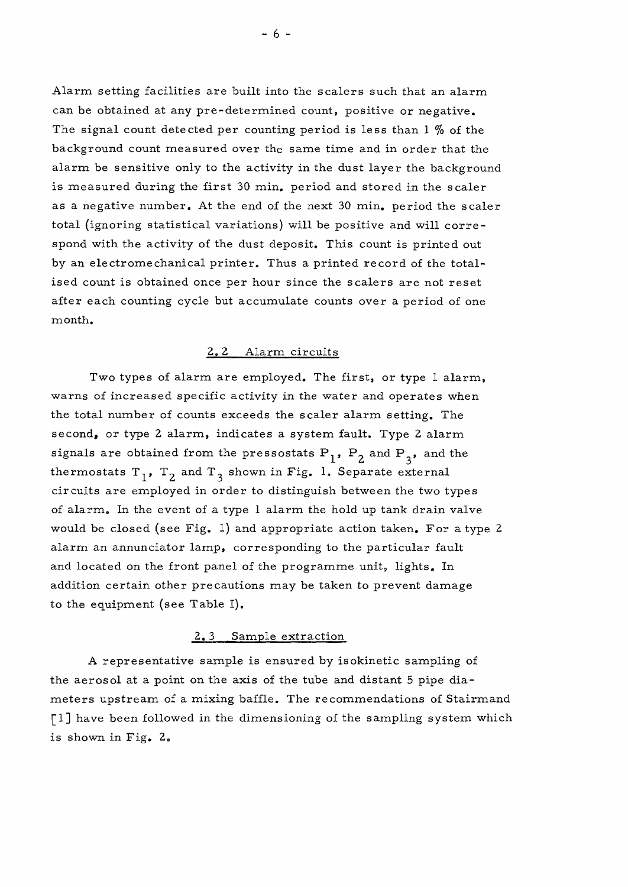Alarm setting facilities are built into the scalers such that an alarm can be obtained at any pre-determined count, positive or negative. The signal count detected per counting period is less than 1 % of the background count measured over the same time and in order that the alarm be sensitive only to the activity in the dust layer the background is measured during the first 30 min. period and stored in the scaler as a negative number. At the end of the next 30 min. period the scaler total (ignoring statistical variations) will be positive and will correspond with the activity of the dust deposit. This count is printed out by an electromechanical printer. Thus a printed record of the totalised count is obtained once per hour since the scalers are not reset after each counting cycle but accumulate counts over a period of one month.

### 2.2 Alarm circuits

Two types of alarm are employed. The first, or type 1 alarm, warns of increased specific activity in the water and operates when the total number of counts exceeds the scaler alarm setting. The second, or type 2 alarm, indicates a system fault. Type 2 alarm signals are obtained from the pressostats $P_1$, $P_2$ and $P_3$, and the thermostats $T_1$, $T_2$ and $T_3$ shown in Fig. 1. Separate external circuits are employed in order to distinguish between the two types of alarm. In the event of a type 1 alarm the hold up tank drain valve would be closed (see Fig. 1) and appropriate action taken. For a type 2 alarm an annunciator lamp, corresponding to the particular fault and located on the front panel of the programme unit, lights. In addition certain other precautions may be taken to prevent damage to the equipment (see Table I).

### 2.3 Sample extraction

A representative sample is ensured by isokinetic sampling of the aerosol at a point on the axis of the tube and distant 5 pipe diameters upstream of a mixing baffle. The recommendations of Stairmand [1] have been followed in the dimensioning of the sampling system which is shown in Fig. 2.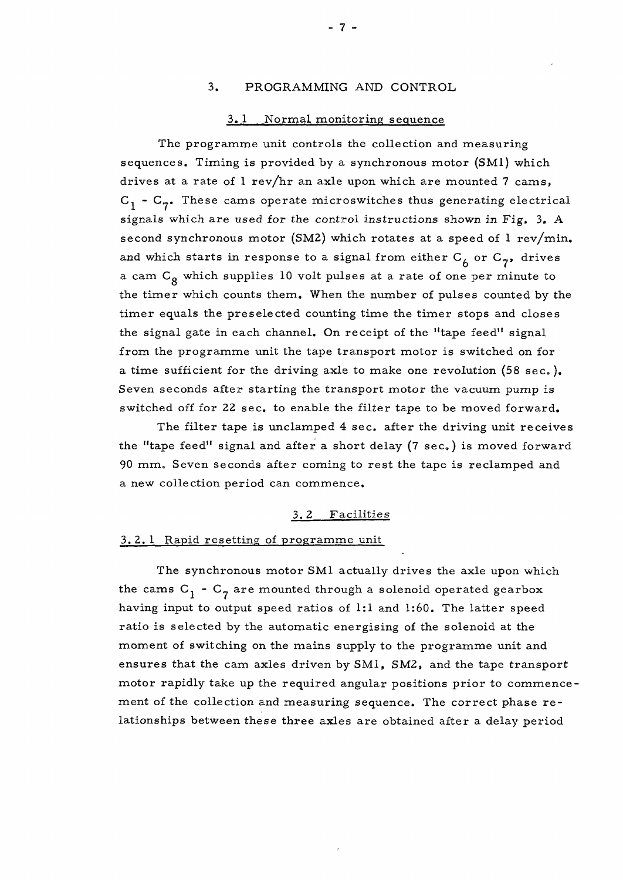## 3. PROGRAMMING AND CONTROL

### 3.1 Normal monitoring sequence

The programme unit controls the collection and measuring sequences. Timing is provided by a synchronous motor (SM1) which drives at a rate of 1 rev/hr an axle upon which are mounted 7 cams, $C_1$ - $C_7$. These cams operate microswitches thus generating electrical signals which are used for the control instructions shown in Fig. 3. A second synchronous motor (SM2) which rotates at a speed of 1 rev/min. and which starts in response to a signal from either $C_6$ or $C_7$, drives a cam $C_8$ which supplies 10 volt pulses at a rate of one per minute to the timer which counts them. When the number of pulses counted by the timer equals the preselected counting time the timer stops and closes the signal gate in each channel. On receipt of the "tape feed" signal from the programme unit the tape transport motor is switched on for a time sufficient for the driving axle to make one revolution (58 sec.). Seven seconds after starting the transport motor the vacuum pump is switched off for 22 sec. to enable the filter tape to be moved forward.

The filter tape is unclamped 4 sec. after the driving unit receives the "tape feed" signal and after a short delay (7 sec.) is moved forward 90 mm. Seven seconds after coming to rest the tape is reclamped and a new collection period can commence.

### 3.2 Facilities

#### 3.2.1 Rapid resetting of programme unit

The synchronous motor SM1 actually drives the axle upon which the cams $C_1$ - $C_7$ are mounted through a solenoid operated gearbox having input to output speed ratios of 1:1 and 1:60. The latter speed ratio is selected by the automatic energising of the solenoid at the moment of switching on the mains supply to the programme unit and ensures that the cam axles driven by SM1, SM2, and the tape transport motor rapidly take up the required angular positions prior to commencement of the collection and measuring sequence. The correct phase relationships between these three axles are obtained after a delay period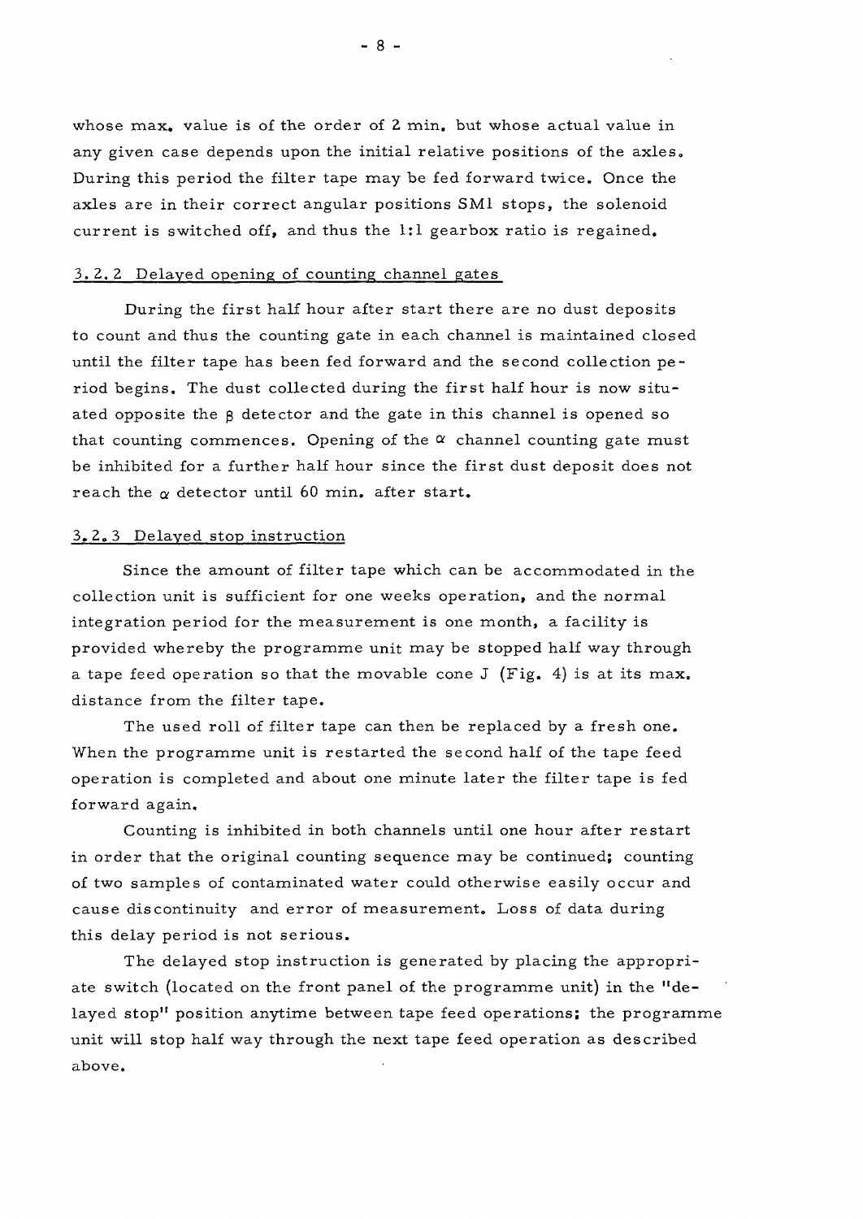whose max. value is of the order of 2 min. but whose actual value in any given case depends upon the initial relative positions of the axles. During this period the filter tape may be fed forward twice. Once the axles are in their correct angular positions SM1 stops, the solenoid current is switched off, and thus the 1:1 gearbox ratio is regained.

### 3.2.2 Delayed opening of counting channel gates

During the first half hour after start there are no dust deposits to count and thus the counting gate in each channel is maintained closed until the filter tape has been fed forward and the second collection period begins. The dust collected during the first half hour is now situated opposite the $\beta$ detector and the gate in this channel is opened so that counting commences. Opening of the $\alpha$ channel counting gate must be inhibited for a further half hour since the first dust deposit does not reach the $\alpha$ detector until 60 min. after start.

### 3.2.3 Delayed stop instruction

Since the amount of filter tape which can be accommodated in the collection unit is sufficient for one weeks operation, and the normal integration period for the measurement is one month, a facility is provided whereby the programme unit may be stopped half way through a tape feed operation so that the movable cone J (Fig. 4) is at its max. distance from the filter tape.

The used roll of filter tape can then be replaced by a fresh one. When the programme unit is restarted the second half of the tape feed operation is completed and about one minute later the filter tape is fed forward again.

Counting is inhibited in both channels until one hour after restart in order that the original counting sequence may be continued; counting of two samples of contaminated water could otherwise easily occur and cause discontinuity and error of measurement. Loss of data during this delay period is not serious.

The delayed stop instruction is generated by placing the appropriate switch (located on the front panel of the programme unit) in the "delayed stop" position anytime between tape feed operations; the programme unit will stop half way through the next tape feed operation as described above.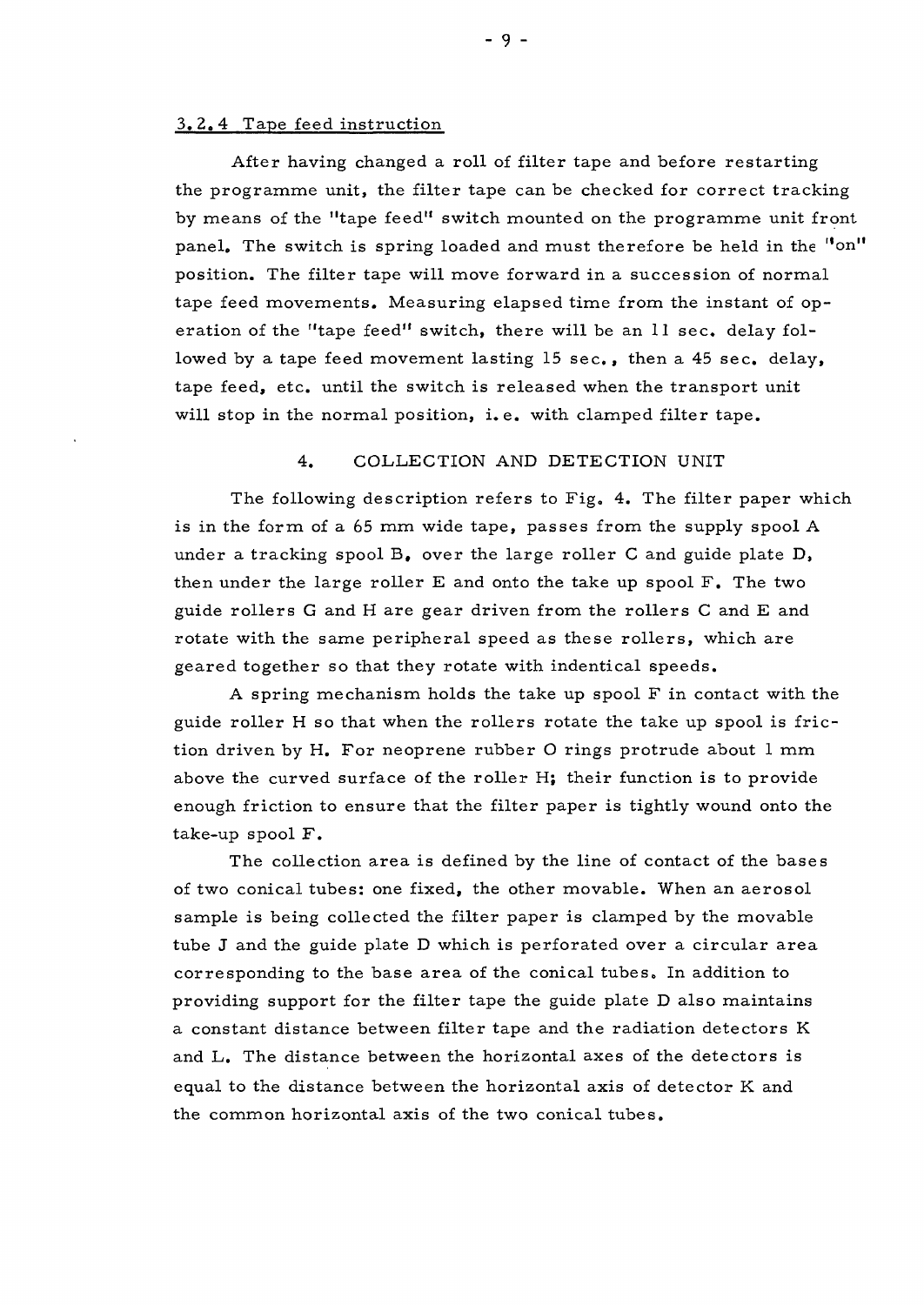### 3.2.4 Tape feed instruction

After having changed a roll of filter tape and before restarting the programme unit, the filter tape can be checked for correct tracking by means of the "tape feed" switch mounted on the programme unit front panel. The switch is spring loaded and must therefore be held in the "on" position. The filter tape will move forward in a succession of normal tape feed movements. Measuring elapsed time from the instant of operation of the "tape feed" switch, there will be an 11 sec. delay followed by a tape feed movement lasting 15 sec., then a 45 sec. delay, tape feed, etc. until the switch is released when the transport unit will stop in the normal position, i.e. with clamped filter tape.

## 4. COLLECTION AND DETECTION UNIT

The following description refers to Fig. 4. The filter paper which is in the form of a 65 mm wide tape, passes from the supply spool A under a tracking spool B, over the large roller C and guide plate D, then under the large roller E and onto the take up spool F. The two guide rollers G and H are gear driven from the rollers C and E and rotate with the same peripheral speed as these rollers, which are geared together so that they rotate with indentical speeds.

A spring mechanism holds the take up spool F in contact with the guide roller H so that when the rollers rotate the take up spool is friction driven by H. For neoprene rubber O rings protrude about 1 mm above the curved surface of the roller H; their function is to provide enough friction to ensure that the filter paper is tightly wound onto the take-up spool F.

The collection area is defined by the line of contact of the bases of two conical tubes: one fixed, the other movable. When an aerosol sample is being collected the filter paper is clamped by the movable tube J and the guide plate D which is perforated over a circular area corresponding to the base area of the conical tubes. In addition to providing support for the filter tape the guide plate D also maintains a constant distance between filter tape and the radiation detectors K and L. The distance between the horizontal axes of the detectors is equal to the distance between the horizontal axis of detector K and the common horizontal axis of the two conical tubes.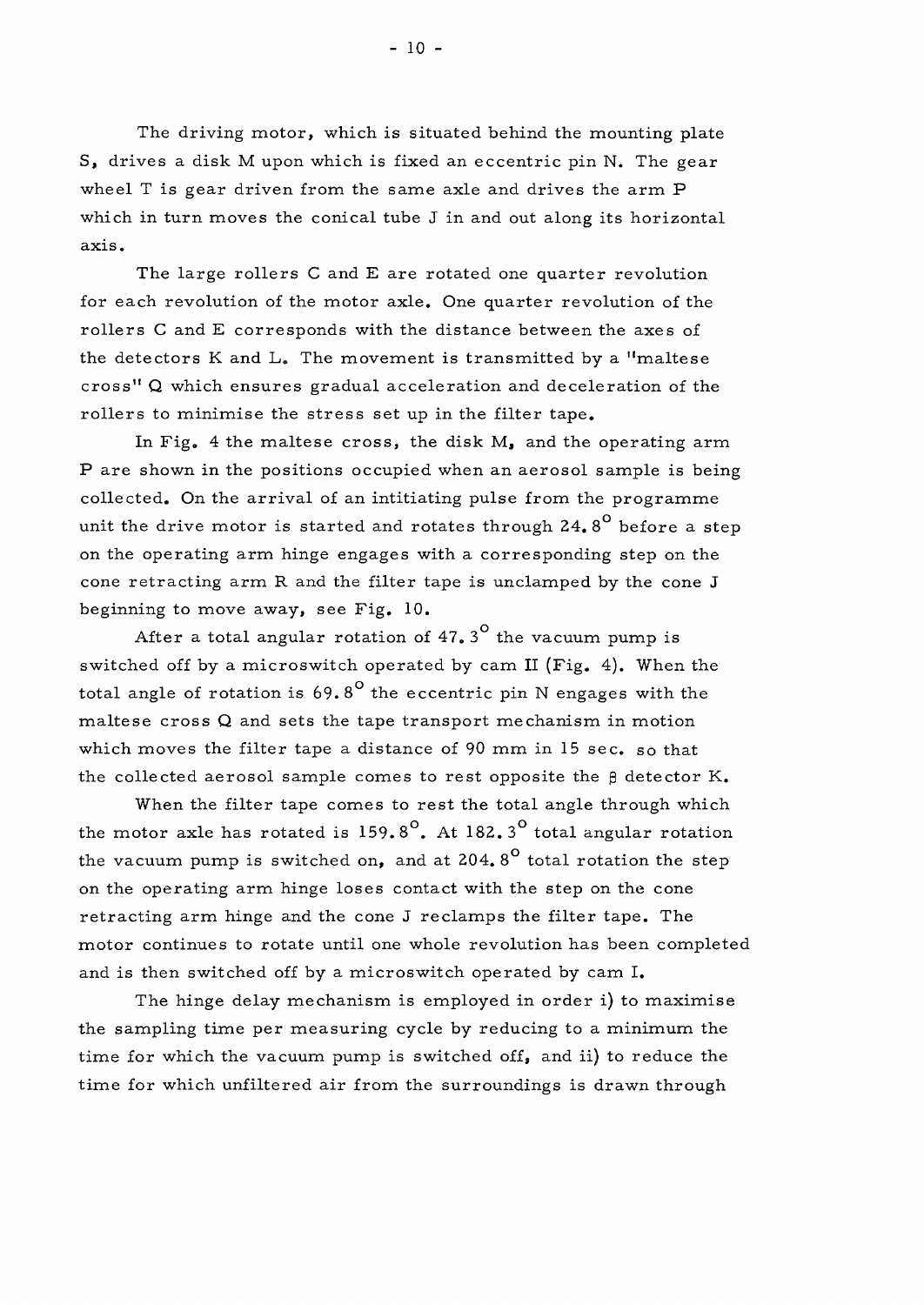The driving motor, which is situated behind the mounting plate S, drives a disk M upon which is fixed an eccentric pin N. The gear wheel T is gear driven from the same axle and drives the arm P which in turn moves the conical tube J in and out along its horizontal axis.

The large rollers C and E are rotated one quarter revolution for each revolution of the motor axle. One quarter revolution of the rollers C and E corresponds with the distance between the axes of the detectors K and L. The movement is transmitted by a "maltese cross" Q which ensures gradual acceleration and deceleration of the rollers to minimise the stress set up in the filter tape.

In Fig. 4 the maltese cross, the disk M, and the operating arm P are shown in the positions occupied when an aerosol sample is being collected. On the arrival of an intitiating pulse from the programme unit the drive motor is started and rotates through $24.8^{\circ}$ before a step on the operating arm hinge engages with a corresponding step on the cone retracting arm R and the filter tape is unclamped by the cone J beginning to move away, see Fig. 10.

After a total angular rotation of $47.3^{\circ}$ the vacuum pump is switched off by a microswitch operated by cam II (Fig. 4). When the total angle of rotation is $69.8^{\circ}$ the eccentric pin N engages with the maltese cross Q and sets the tape transport mechanism in motion which moves the filter tape a distance of 90 mm in 15 sec. so that the collected aerosol sample comes to rest opposite the $\beta$ detector K.

When the filter tape comes to rest the total angle through which the motor axle has rotated is $159.8^{\circ}$. At $182.3^{\circ}$ total angular rotation the vacuum pump is switched on, and at $204.8^{\circ}$ total rotation the step on the operating arm hinge loses contact with the step on the cone retracting arm hinge and the cone J reclamps the filter tape. The motor continues to rotate until one whole revolution has been completed and is then switched off by a microswitch operated by cam I.

The hinge delay mechanism is employed in order i) to maximise the sampling time per measuring cycle by reducing to a minimum the time for which the vacuum pump is switched off, and ii) to reduce the time for which unfiltered air from the surroundings is drawn through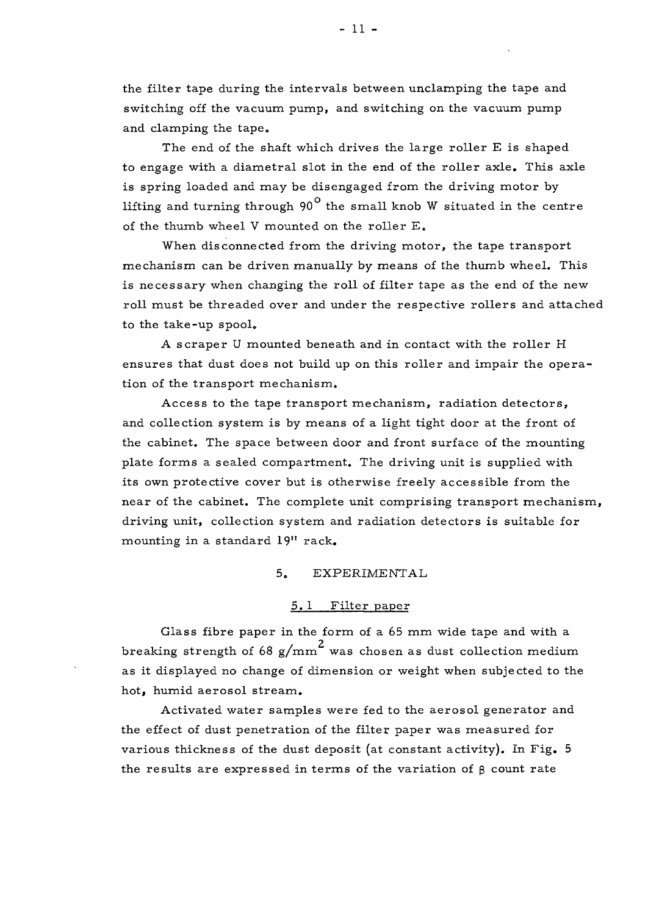the filter tape during the intervals between unclamping the tape and switching off the vacuum pump, and switching on the vacuum pump and clamping the tape.

The end of the shaft which drives the large roller E is shaped to engage with a diametral slot in the end of the roller axle. This axle is spring loaded and may be disengaged from the driving motor by lifting and turning through $90^{\circ}$ the small knob W situated in the centre of the thumb wheel V mounted on the roller E.

When disconnected from the driving motor, the tape transport mechanism can be driven manually by means of the thumb wheel. This is necessary when changing the roll of filter tape as the end of the new roll must be threaded over and under the respective rollers and attached to the take-up spool.

A scraper U mounted beneath and in contact with the roller H ensures that dust does not build up on this roller and impair the operation of the transport mechanism.

Access to the tape transport mechanism, radiation detectors, and collection system is by means of a light tight door at the front of the cabinet. The space between door and front surface of the mounting plate forms a sealed compartment. The driving unit is supplied with its own protective cover but is otherwise freely accessible from the near of the cabinet. The complete unit comprising transport mechanism, driving unit, collection system and radiation detectors is suitable for mounting in a standard 19" rack.

## 5. EXPERIMENTAL

### 5.1 Filter paper

Glass fibre paper in the form of a 65 mm wide tape and with a breaking strength of 68 $g/mm^2$ was chosen as dust collection medium as it displayed no change of dimension or weight when subjected to the hot, humid aerosol stream.

Activated water samples were fed to the aerosol generator and the effect of dust penetration of the filter paper was measured for various thickness of the dust deposit (at constant activity). In Fig. 5 the results are expressed in terms of the variation of $\beta$ count rate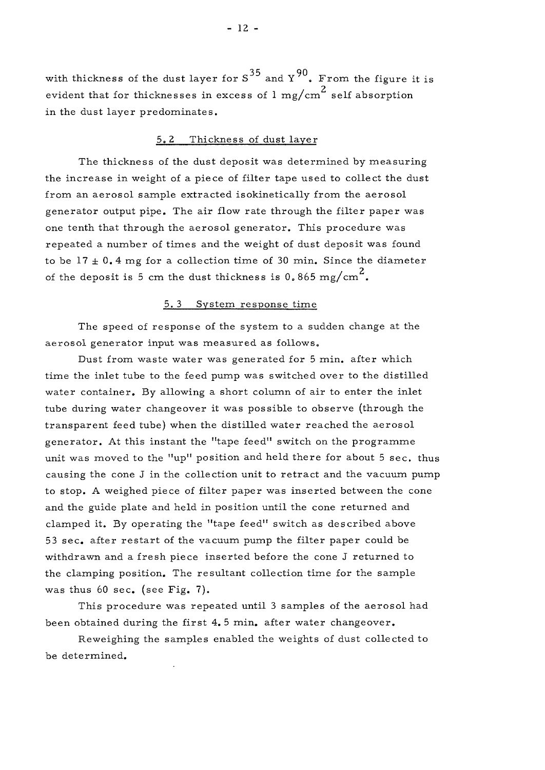with thickness of the dust layer for $S^{35}$ and $Y^{90}$. From the figure it is evident that for thicknesses in excess of 1 $mg/cm^2$ self absorption in the dust layer predominates.

## 5.2 Thickness of dust layer

The thickness of the dust deposit was determined by measuring the increase in weight of a piece of filter tape used to collect the dust from an aerosol sample extracted isokinetically from the aerosol generator output pipe. The air flow rate through the filter paper was one tenth that through the aerosol generator. This procedure was repeated a number of times and the weight of dust deposit was found to be $17 \pm 0.4$ mg for a collection time of 30 min. Since the diameter of the deposit is 5 cm the dust thickness is 0.865 $mg/cm^2$.

## 5.3 System response time

The speed of response of the system to a sudden change at the aerosol generator input was measured as follows.

Dust from waste water was generated for 5 min. after which time the inlet tube to the feed pump was switched over to the distilled water container. By allowing a short column of air to enter the inlet tube during water changeover it was possible to observe (through the transparent feed tube) when the distilled water reached the aerosol generator. At this instant the "tape feed" switch on the programme unit was moved to the "up" position and held there for about 5 sec. thus causing the cone J in the collection unit to retract and the vacuum pump to stop. A weighed piece of filter paper was inserted between the cone and the guide plate and held in position until the cone returned and clamped it. By operating the "tape feed" switch as described above 53 sec. after restart of the vacuum pump the filter paper could be withdrawn and a fresh piece inserted before the cone J returned to the clamping position. The resultant collection time for the sample was thus 60 sec. (see Fig. 7).

This procedure was repeated until 3 samples of the aerosol had been obtained during the first 4.5 min. after water changeover.

Reweighing the samples enabled the weights of dust collected to be determined.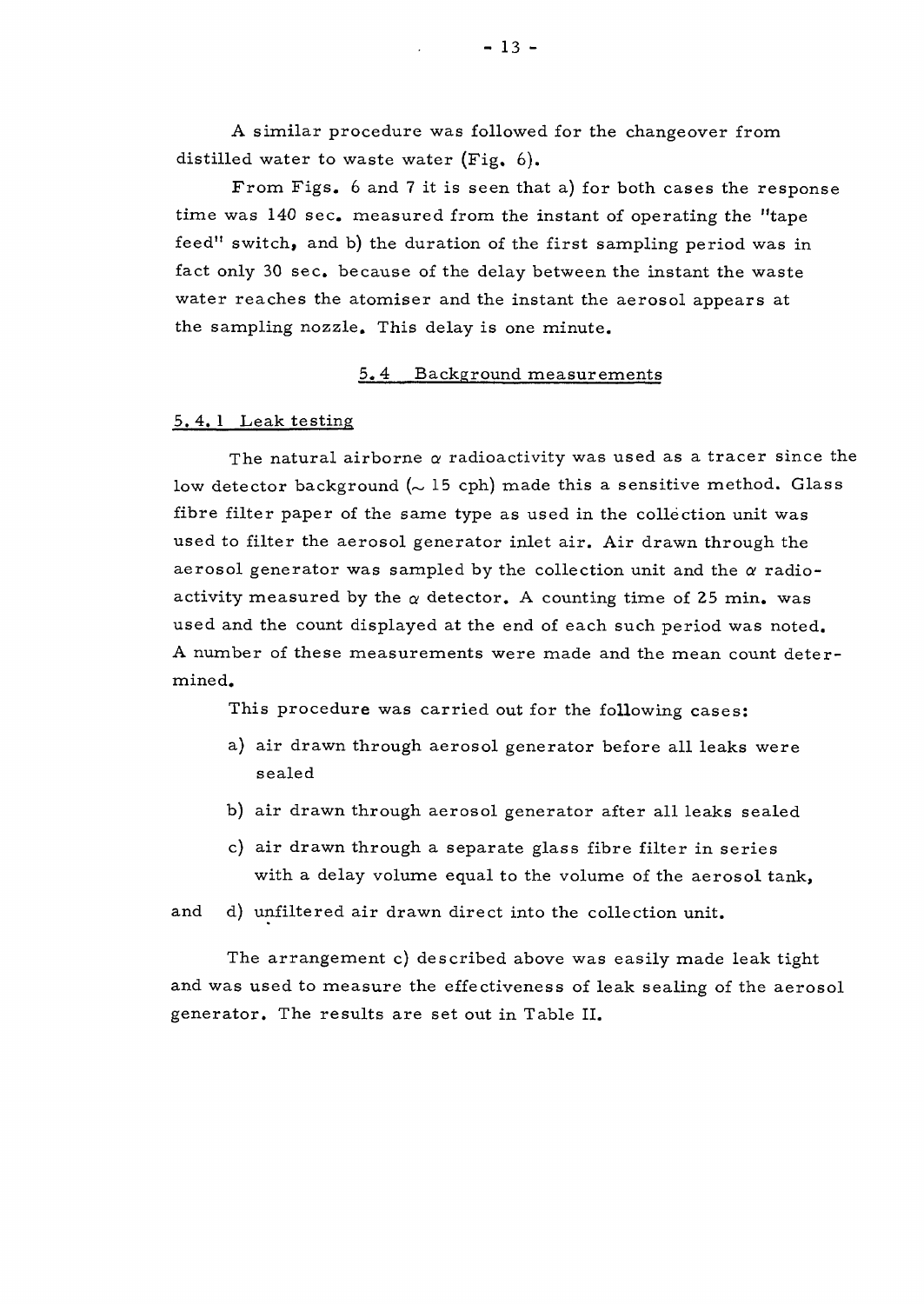A similar procedure was followed for the changeover from distilled water to waste water (Fig. 6).

From Figs. 6 and 7 it is seen that a) for both cases the response time was 140 sec. measured from the instant of operating the "tape feed" switch, and b) the duration of the first sampling period was in fact only 30 sec. because of the delay between the instant the waste water reaches the atomiser and the instant the aerosol appears at the sampling nozzle. This delay is one minute.

## 5.4 Background measurements

### 5.4.1 Leak testing

The natural airborne $\alpha$ radioactivity was used as a tracer since the low detector background ($\sim$ 15 cph) made this a sensitive method. Glass fibre filter paper of the same type as used in the collection unit was used to filter the aerosol generator inlet air. Air drawn through the aerosol generator was sampled by the collection unit and the $\alpha$ radioactivity measured by the $\alpha$ detector. A counting time of 25 min. was used and the count displayed at the end of each such period was noted. A number of these measurements were made and the mean count determined.

This procedure was carried out for the following cases:

a) air drawn through aerosol generator before all leaks were sealed

b) air drawn through aerosol generator after all leaks sealed

c) air drawn through a separate glass fibre filter in series with a delay volume equal to the volume of the aerosol tank,

and d) unfiltered air drawn direct into the collection unit.

The arrangement c) described above was easily made leak tight and was used to measure the effectiveness of leak sealing of the aerosol generator. The results are set out in Table II.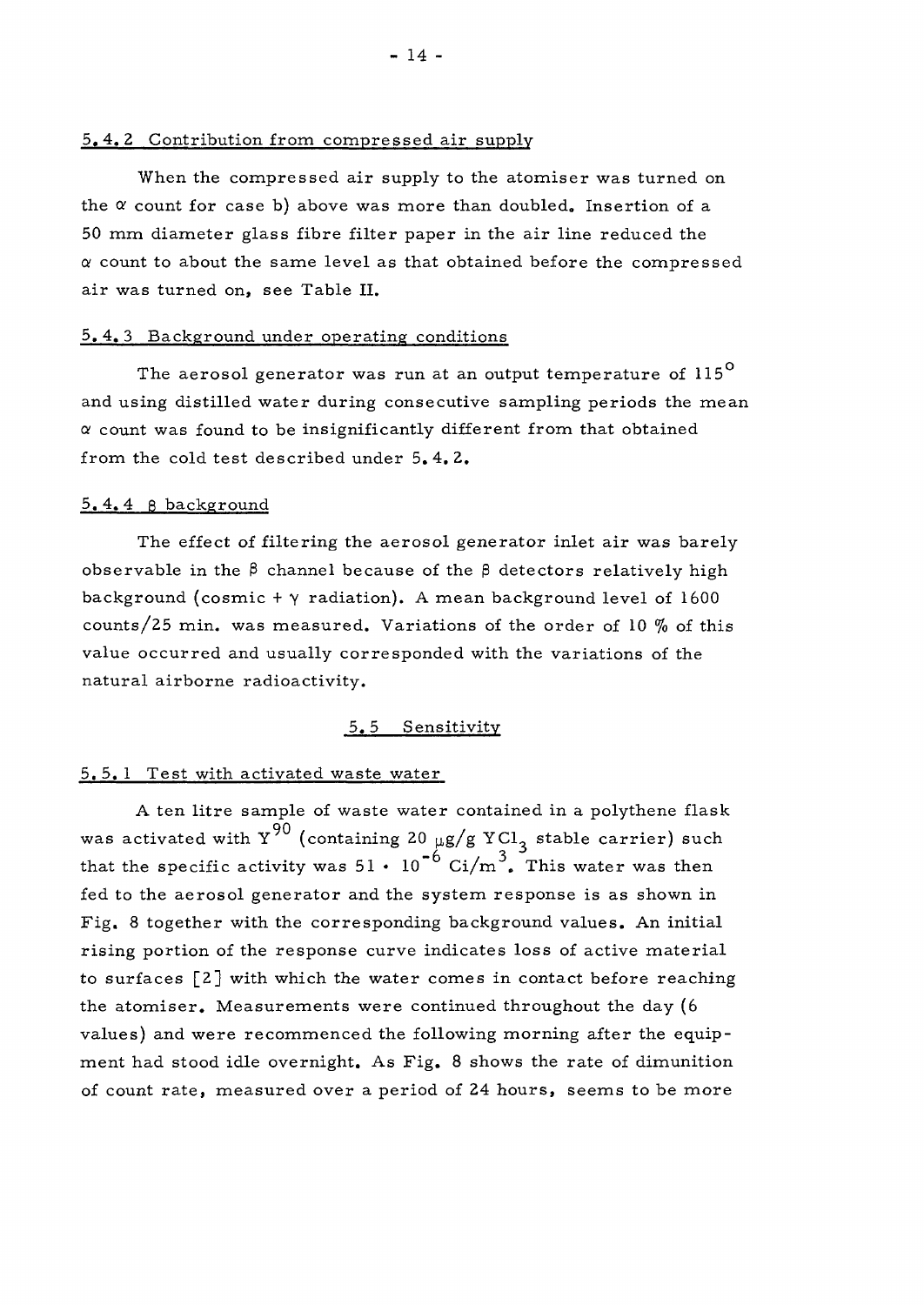#### 5.4.2 Contribution from compressed air supply

When the compressed air supply to the atomiser was turned on the $\alpha$ count for case b) above was more than doubled. Insertion of a 50 mm diameter glass fibre filter paper in the air line reduced the $\alpha$ count to about the same level as that obtained before the compressed air was turned on, see Table II.

#### 5.4.3 Background under operating conditions

The aerosol generator was run at an output temperature of $115^{\circ}$ and using distilled water during consecutive sampling periods the mean $\alpha$ count was found to be insignificantly different from that obtained from the cold test described under 5.4.2.

#### 5.4.4 $\beta$ background

The effect of filtering the aerosol generator inlet air was barely observable in the $\beta$ channel because of the $\beta$ detectors relatively high background (cosmic + $\gamma$ radiation). A mean background level of 1600 counts/25 min. was measured. Variations of the order of 10 % of this value occurred and usually corresponded with the variations of the natural airborne radioactivity.

### 5.5 Sensitivity

#### 5.5.1 Test with activated waste water

A ten litre sample of waste water contained in a polythene flask was activated with $Y^{90}$ (containing 20 $\mu g/g$ $YCl_3$ stable carrier) such that the specific activity was $51 \cdot 10^{-6}$ $Ci/m^3$. This water was then fed to the aerosol generator and the system response is as shown in Fig. 8 together with the corresponding background values. An initial rising portion of the response curve indicates loss of active material to surfaces [2] with which the water comes in contact before reaching the atomiser. Measurements were continued throughout the day (6 values) and were recommenced the following morning after the equipment had stood idle overnight. As Fig. 8 shows the rate of dimunition of count rate, measured over a period of 24 hours, seems to be more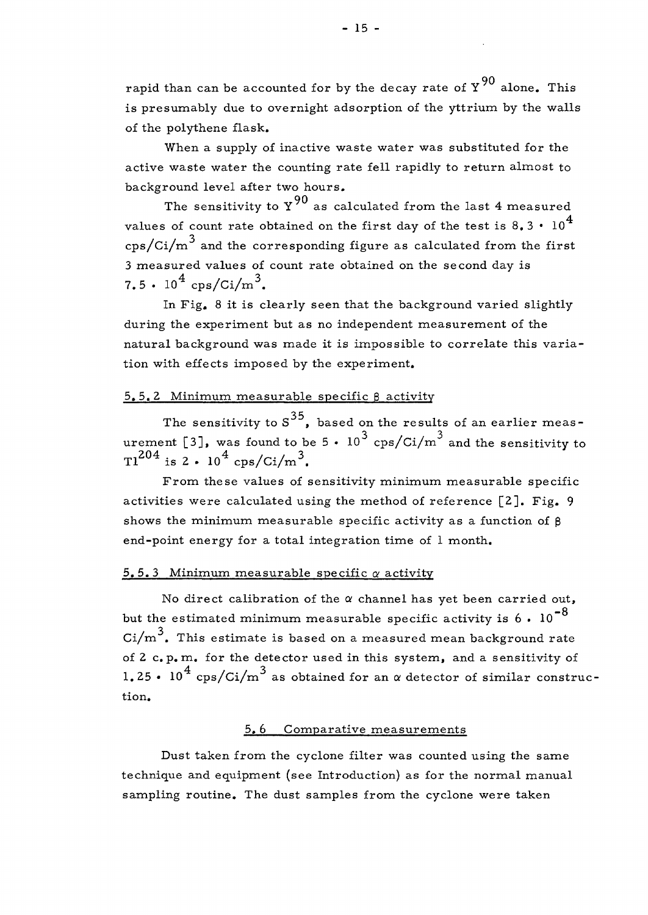rapid than can be accounted for by the decay rate of $Y^{90}$ alone. This is presumably due to overnight adsorption of the yttrium by the walls of the polythene flask.

When a supply of inactive waste water was substituted for the active waste water the counting rate fell rapidly to return almost to background level after two hours.

The sensitivity to $Y^{90}$ as calculated from the last 4 measured values of count rate obtained on the first day of the test is $8.3 \cdot 10^4$ cps/Ci/m$^3$ and the corresponding figure as calculated from the first 3 measured values of count rate obtained on the second day is $7.5 \cdot 10^4$ cps/Ci/m$^3$.

In Fig. 8 it is clearly seen that the background varied slightly during the experiment but as no independent measurement of the natural background was made it is impossible to correlate this variation with effects imposed by the experiment.

### 5.5.2 Minimum measurable specific β activity

The sensitivity to $S^{35}$, based on the results of an earlier measurement [3], was found to be $5 \cdot 10^3$ cps/Ci/m$^3$ and the sensitivity to $Tl^{204}$ is $2 \cdot 10^4$ cps/Ci/m$^3$.

From these values of sensitivity minimum measurable specific activities were calculated using the method of reference [2]. Fig. 9 shows the minimum measurable specific activity as a function of β end-point energy for a total integration time of 1 month.

### 5.5.3 Minimum measurable specific α activity

No direct calibration of the α channel has yet been carried out, but the estimated minimum measurable specific activity is $6 \cdot 10^{-8}$ Ci/m$^3$. This estimate is based on a measured mean background rate of 2 c.p.m. for the detector used in this system, and a sensitivity of $1.25 \cdot 10^4$ cps/Ci/m$^3$ as obtained for an α detector of similar construction.

## 5.6 Comparative measurements

Dust taken from the cyclone filter was counted using the same technique and equipment (see Introduction) as for the normal manual sampling routine. The dust samples from the cyclone were taken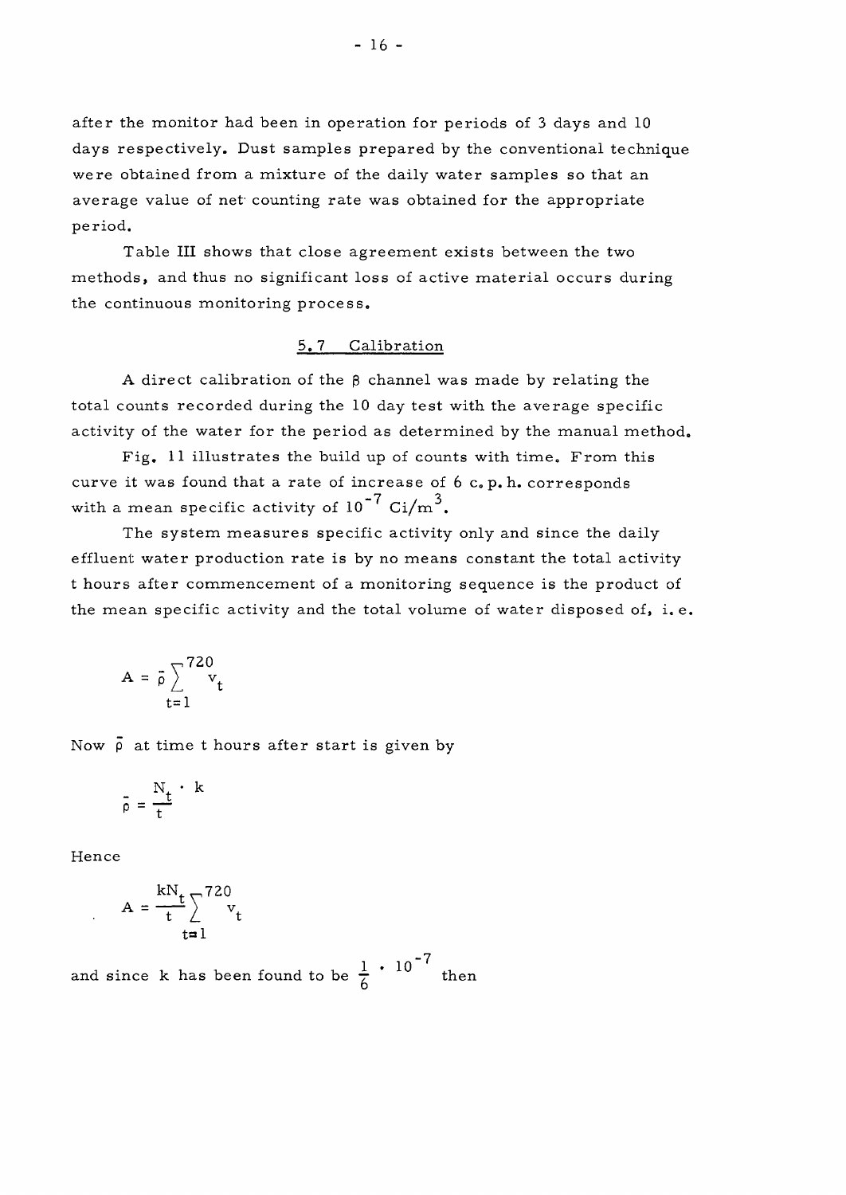after the monitor had been in operation for periods of 3 days and 10 days respectively. Dust samples prepared by the conventional technique were obtained from a mixture of the daily water samples so that an average value of net counting rate was obtained for the appropriate period.

Table III shows that close agreement exists between the two methods, and thus no significant loss of active material occurs during the continuous monitoring process.

## 5.7 Calibration

A direct calibration of the β channel was made by relating the total counts recorded during the 10 day test with the average specific activity of the water for the period as determined by the manual method.

Fig. 11 illustrates the build up of counts with time. From this curve it was found that a rate of increase of 6 c.p.h. corresponds with a mean specific activity of $10^{-7}$ Ci/m$^3$.

The system measures specific activity only and since the daily effluent water production rate is by no means constant the total activity t hours after commencement of a monitoring sequence is the product of the mean specific activity and the total volume of water disposed of, i.e.

$$A = \bar{\rho} \sum_{t=1}^{720} v_t$$

Now $\bar{\rho}$ at time t hours after start is given by

$$\bar{\rho} = \frac{N_t \cdot k}{t}$$

Hence

$$A = \frac{kN_t}{t} \sum_{t=1}^{720} v_t$$

and since k has been found to be $\frac{1}{6} \cdot 10^{-7}$ then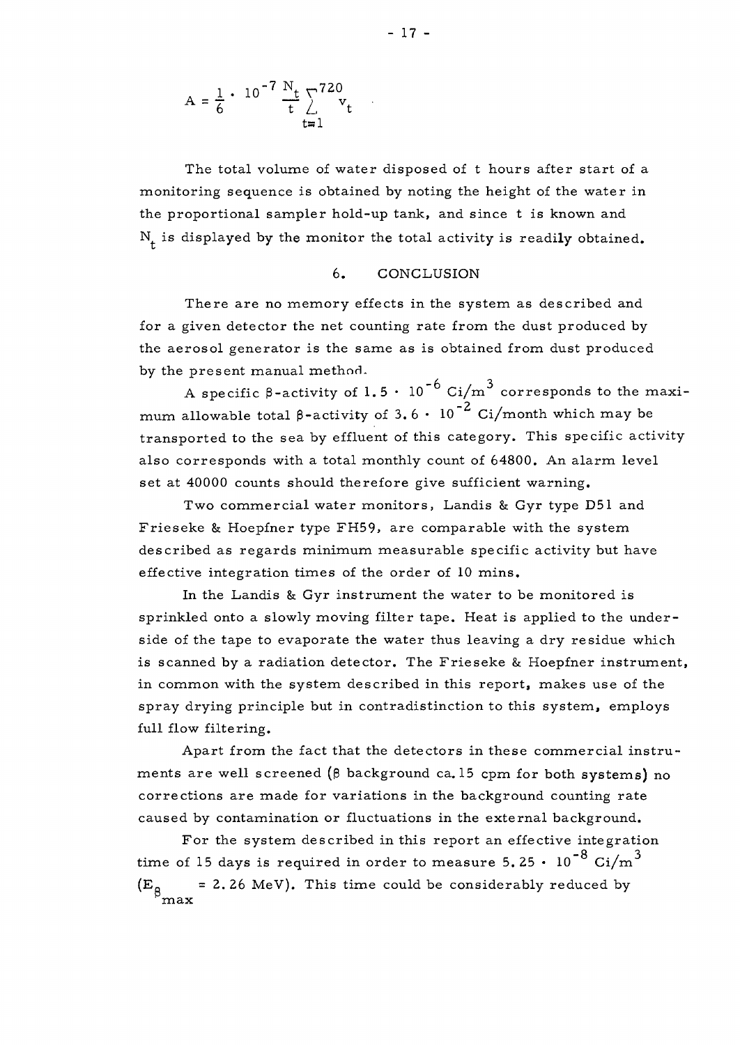$$A = \frac{1}{6} \cdot 10^{-7} \frac{N_t}{t} \sum_{t=1}^{720} v_t$$

The total volume of water disposed of t hours after start of a monitoring sequence is obtained by noting the height of the water in the proportional sampler hold-up tank, and since t is known and $N_t$ is displayed by the monitor the total activity is readily obtained.

## 6. CONCLUSION

There are no memory effects in the system as described and for a given detector the net counting rate from the dust produced by the aerosol generator is the same as is obtained from dust produced by the present manual method.

A specific β-activity of $1.5 \cdot 10^{-6}$ Ci/m$^3$ corresponds to the maximum allowable total β-activity of $3.6 \cdot 10^{-2}$ Ci/month which may be transported to the sea by effluent of this category. This specific activity also corresponds with a total monthly count of 64800. An alarm level set at 40000 counts should therefore give sufficient warning.

Two commercial water monitors, Landis & Gyr type D51 and Frieseke & Hoepfner type FH59, are comparable with the system described as regards minimum measurable specific activity but have effective integration times of the order of 10 mins.

In the Landis & Gyr instrument the water to be monitored is sprinkled onto a slowly moving filter tape. Heat is applied to the underside of the tape to evaporate the water thus leaving a dry residue which is scanned by a radiation detector. The Frieseke & Hoepfner instrument, in common with the system described in this report, makes use of the spray drying principle but in contradistinction to this system, employs full flow filtering.

Apart from the fact that the detectors in these commercial instruments are well screened (β background ca. 15 cpm for both systems) no corrections are made for variations in the background counting rate caused by contamination or fluctuations in the external background.

For the system described in this report an effective integration time of 15 days is required in order to measure $5.25 \cdot 10^{-8}$ Ci/m$^3$ ($E_{\beta_{max}}$ = 2.26 MeV). This time could be considerably reduced by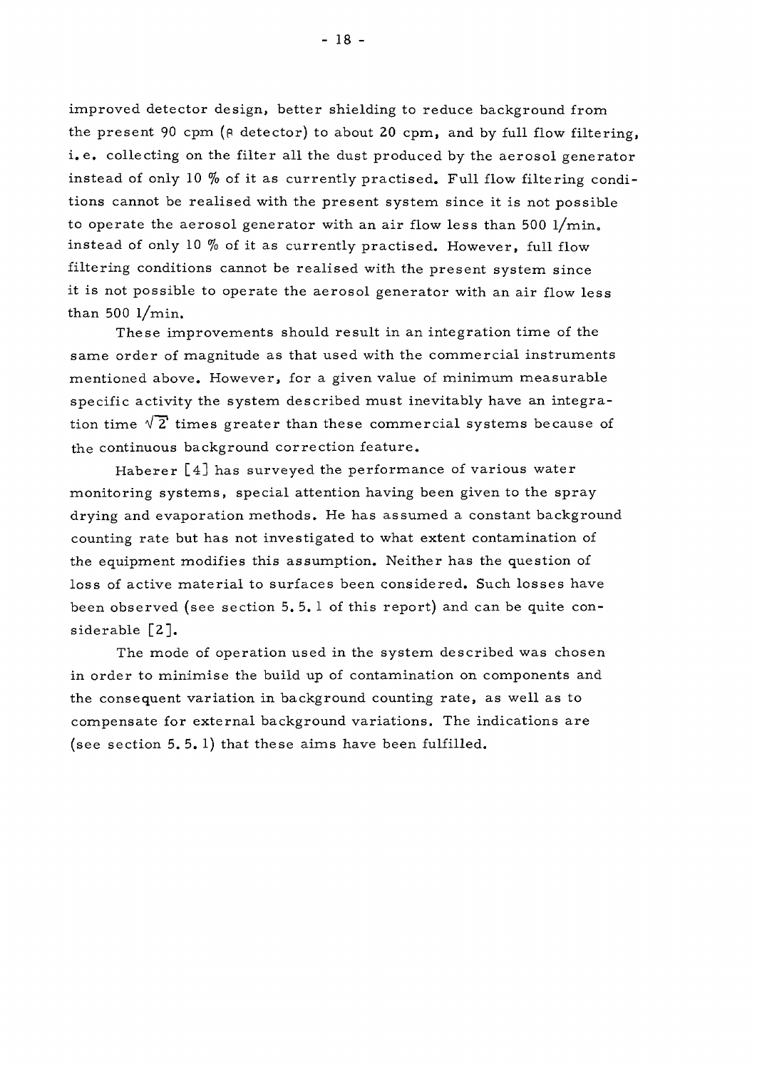improved detector design, better shielding to reduce background from the present 90 cpm (β detector) to about 20 cpm, and by full flow filtering, i.e. collecting on the filter all the dust produced by the aerosol generator instead of only 10 % of it as currently practised. Full flow filtering conditions cannot be realised with the present system since it is not possible to operate the aerosol generator with an air flow less than 500 l/min. instead of only 10 % of it as currently practised. However, full flow filtering conditions cannot be realised with the present system since it is not possible to operate the aerosol generator with an air flow less than 500 l/min.

These improvements should result in an integration time of the same order of magnitude as that used with the commercial instruments mentioned above. However, for a given value of minimum measurable specific activity the system described must inevitably have an integration time $\sqrt{2}$ times greater than these commercial systems because of the continuous background correction feature.

Haberer [4] has surveyed the performance of various water monitoring systems, special attention having been given to the spray drying and evaporation methods. He has assumed a constant background counting rate but has not investigated to what extent contamination of the equipment modifies this assumption. Neither has the question of loss of active material to surfaces been considered. Such losses have been observed (see section 5.5.1 of this report) and can be quite considerable [2].

The mode of operation used in the system described was chosen in order to minimise the build up of contamination on components and the consequent variation in background counting rate, as well as to compensate for external background variations. The indications are (see section 5.5.1) that these aims have been fulfilled.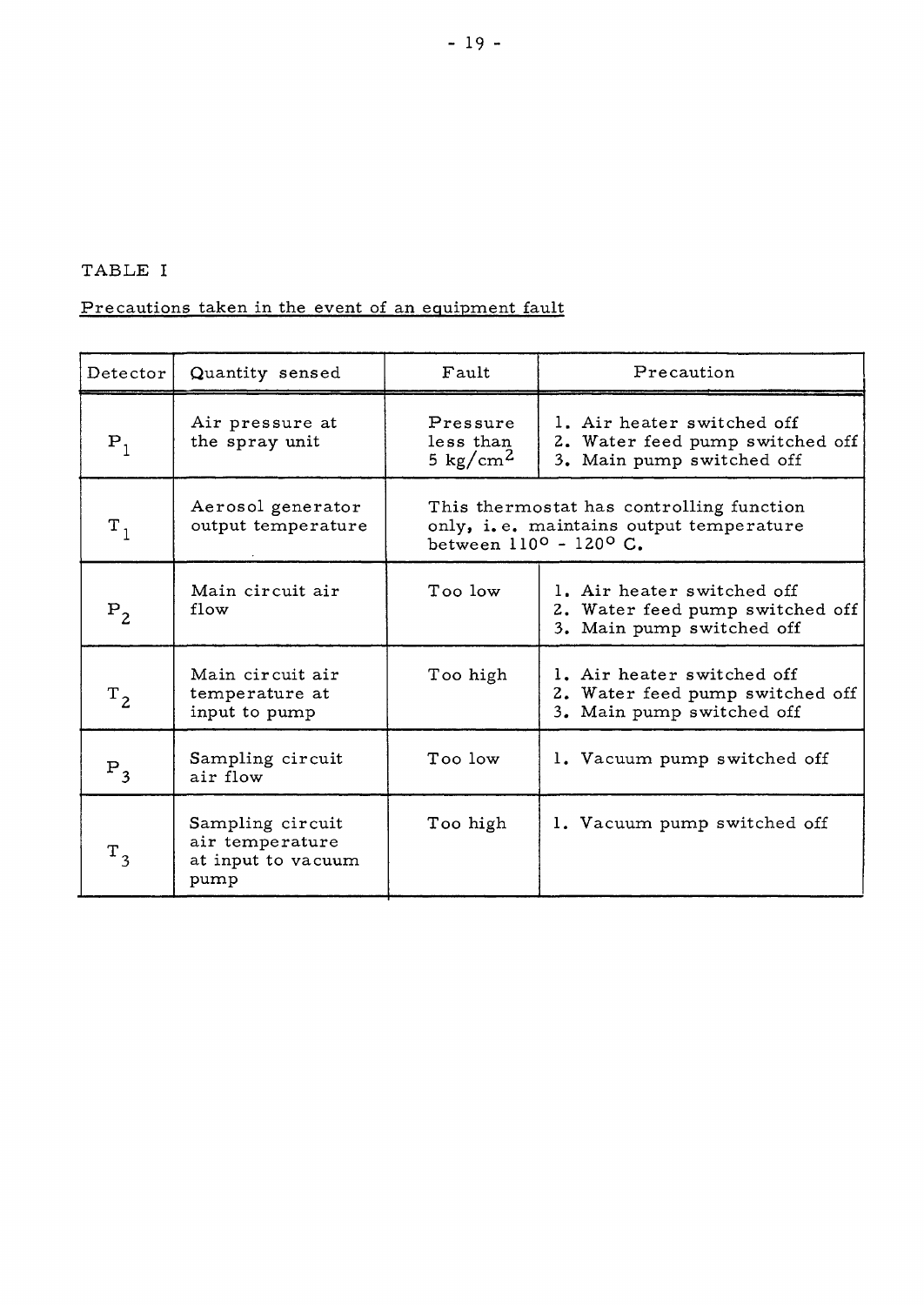TABLE I

Precautions taken in the event of an equipment fault

| Detector | Quantity sensed | Fault | Precaution |
|---|---|---|---|
| $P_1$ | Air pressure at the spray unit | Pressure less than 5 $kg/cm^2$ | 1. Air heater switched off<br>2. Water feed pump switched off<br>3. Main pump switched off |
| $T_1$ | Aerosol generator output temperature | This thermostat has controlling function only, i.e. maintains output temperature between 110° - 120° C. | |
| $P_2$ | Main circuit air flow | Too low | 1. Air heater switched off<br>2. Water feed pump switched off<br>3. Main pump switched off |
| $T_2$ | Main circuit air temperature at input to pump | Too high | 1. Air heater switched off<br>2. Water feed pump switched off<br>3. Main pump switched off |
| $P_3$ | Sampling circuit air flow | Too low | 1. Vacuum pump switched off |
| $T_3$ | Sampling circuit air temperature at input to vacuum pump | Too high | 1. Vacuum pump switched off |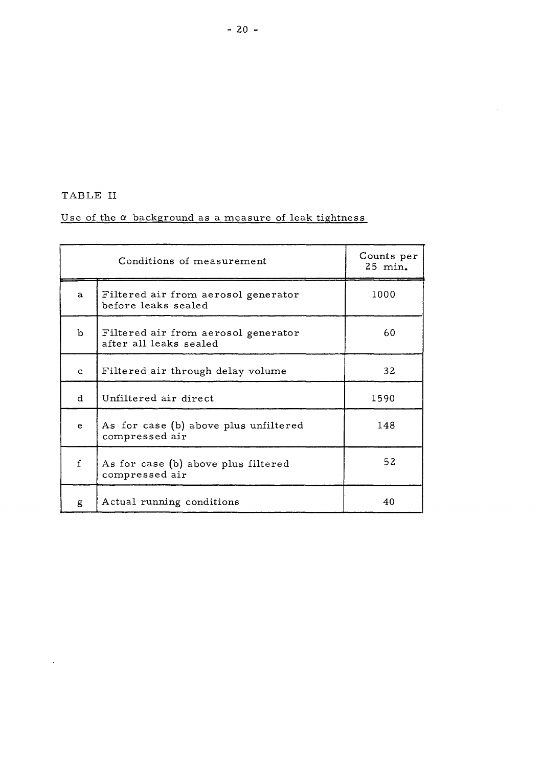TABLE II

Use of the $\alpha$ background as a measure of leak tightness

| Conditions of measurement | | Counts per 25 min. |
|---|---|---|
| a | Filtered air from aerosol generator before leaks sealed | 1000 |
| b | Filtered air from aerosol generator after all leaks sealed | 60 |
| c | Filtered air through delay volume | 32 |
| d | Unfiltered air direct | 1590 |
| e | As for case (b) above plus unfiltered compressed air | 148 |
| f | As for case (b) above plus filtered compressed air | 52 |
| g | Actual running conditions | 40 |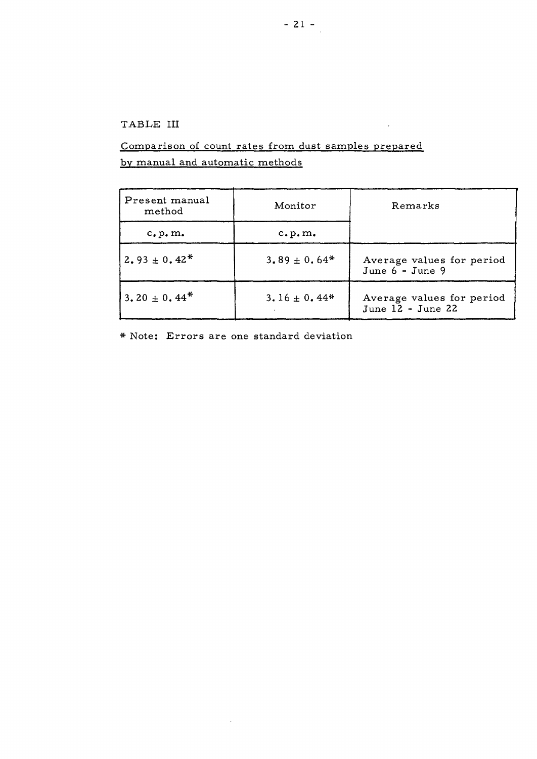TABLE III

Comparison of count rates from dust samples prepared by manual and automatic methods

| Present manual method | Monitor | Remarks |
|---|---|---|
| c.p.m. | c.p.m. | |
| 2.93 ± 0.42* | 3.89 ± 0.64* | Average values for period June 6 - June 9 |
| 3.20 ± 0.44* | 3.16 ± 0.44* | Average values for period June 12 - June 22 |

* Note: Errors are one standard deviation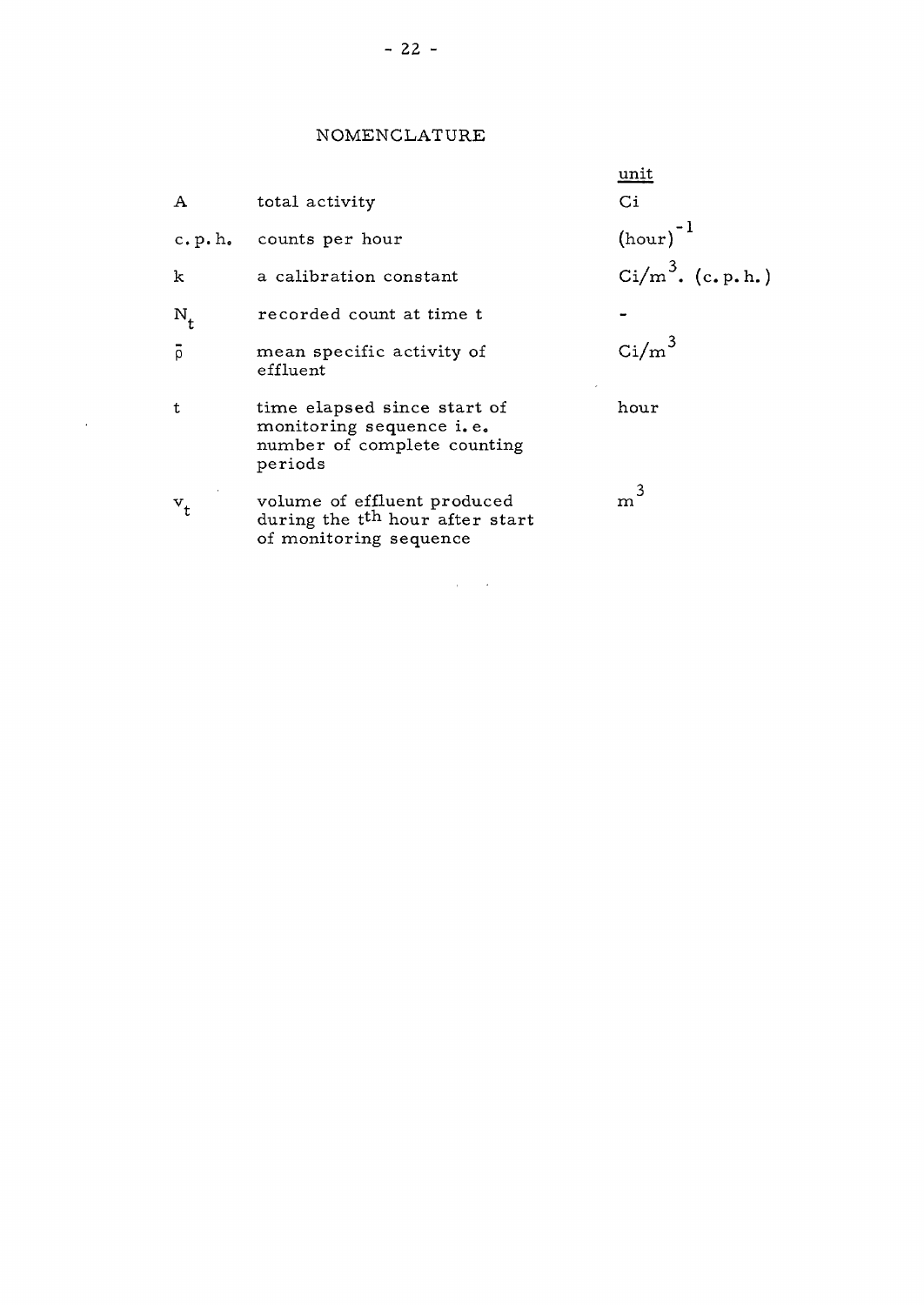# NOMENCLATURE

| Symbol | Description | unit |
|---|---|---|
| $A$ | total activity | Ci |
| c.p.h. | counts per hour | $(\text{hour})^{-1}$ |
| $k$ | a calibration constant | $\text{Ci/m}^3 . (\text{c.p.h.})$ |
| $N_t$ | recorded count at time t | - |
| $\bar{\rho}$ | mean specific activity of effluent | $\text{Ci/m}^3$ |
| $t$ | time elapsed since start of monitoring sequence i.e. number of complete counting periods | hour |
| $v_t$ | volume of effluent produced during the $t^{th}$ hour after start of monitoring sequence | $\text{m}^3$ |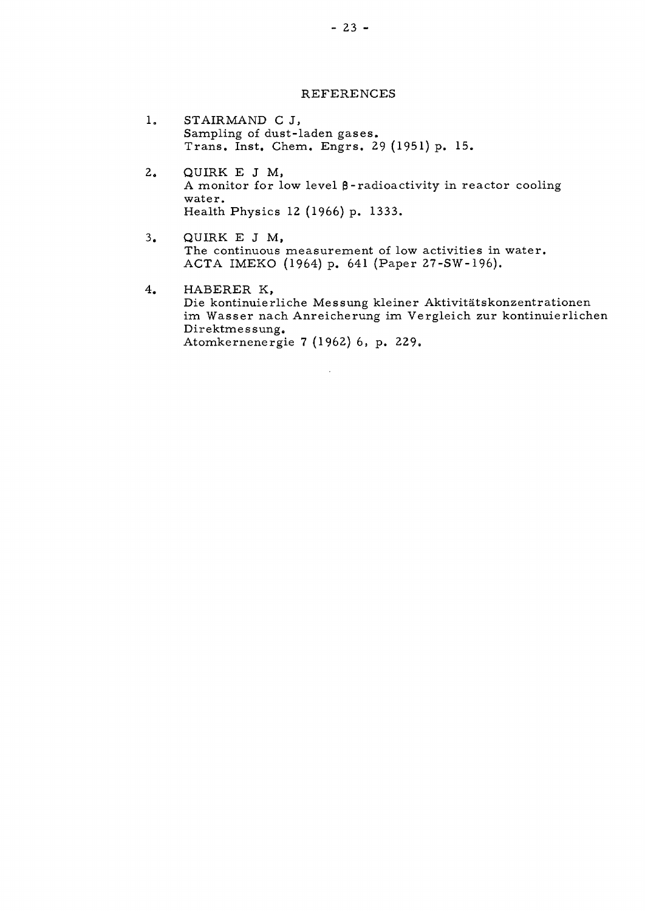## REFERENCES

1. STAIRMAND C J,
   Sampling of dust-laden gases.
   Trans. Inst. Chem. Engrs. 29 (1951) p. 15.

2. QUIRK E J M,
   A monitor for low level $\beta$-radioactivity in reactor cooling water.
   Health Physics 12 (1966) p. 1333.

3. QUIRK E J M,
   The continuous measurement of low activities in water.
   ACTA IMEKO (1964) p. 641 (Paper 27-SW-196).

4. HABERER K,
   Die kontinuierliche Messung kleiner Aktivitätskonzentrationen im Wasser nach Anreicherung im Vergleich zur kontinuierlichen Direktmessung.
   Atomkernenergie 7 (1962) 6, p. 229.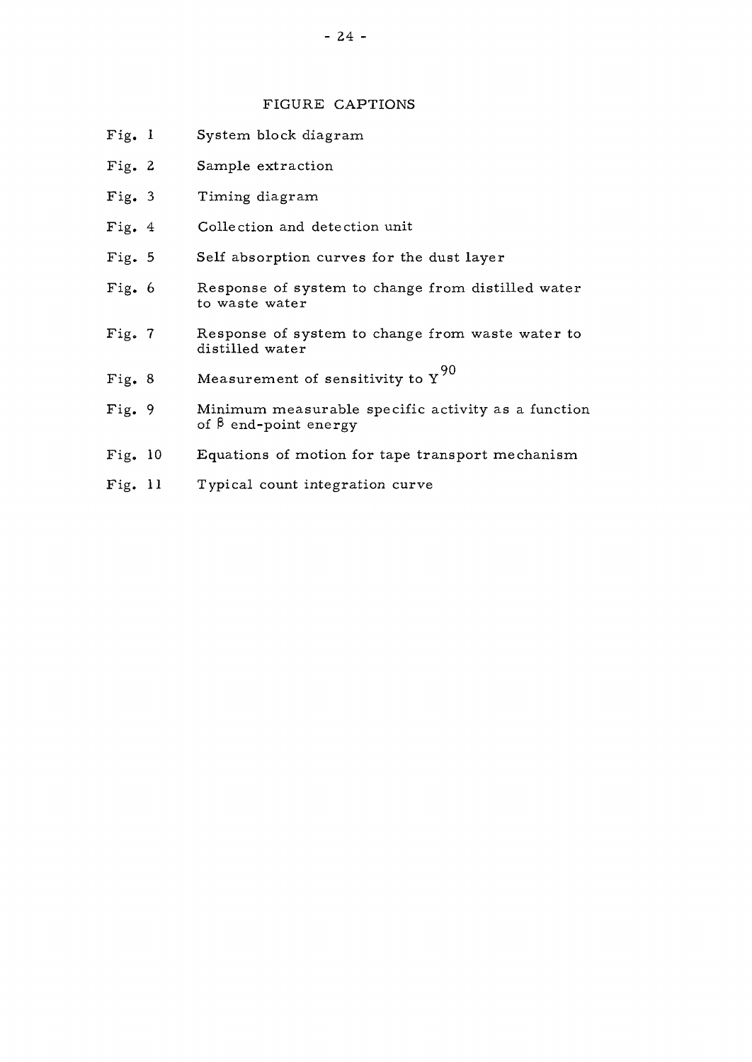# FIGURE CAPTIONS

Fig. 1 System block diagram

Fig. 2 Sample extraction

Fig. 3 Timing diagram

Fig. 4 Collection and detection unit

Fig. 5 Self absorption curves for the dust layer

Fig. 6 Response of system to change from distilled water to waste water

Fig. 7 Response of system to change from waste water to distilled water

Fig. 8 Measurement of sensitivity to $Y^{90}$

Fig. 9 Minimum measurable specific activity as a function of $\beta$ end-point energy

Fig. 10 Equations of motion for tape transport mechanism

Fig. 11 Typical count integration curve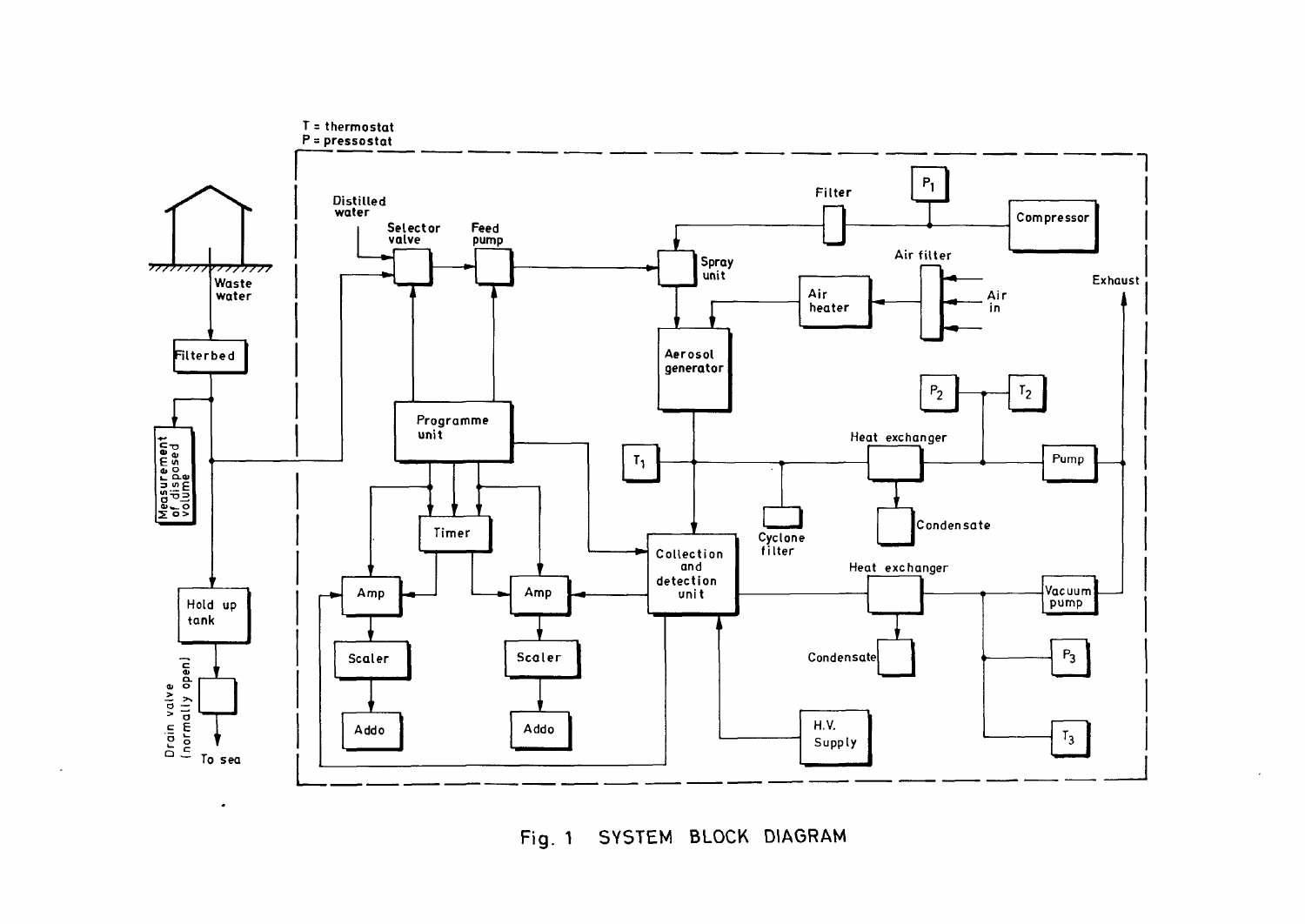T = thermostat
P = pressostat

Fig. 1 SYSTEM BLOCK DIAGRAM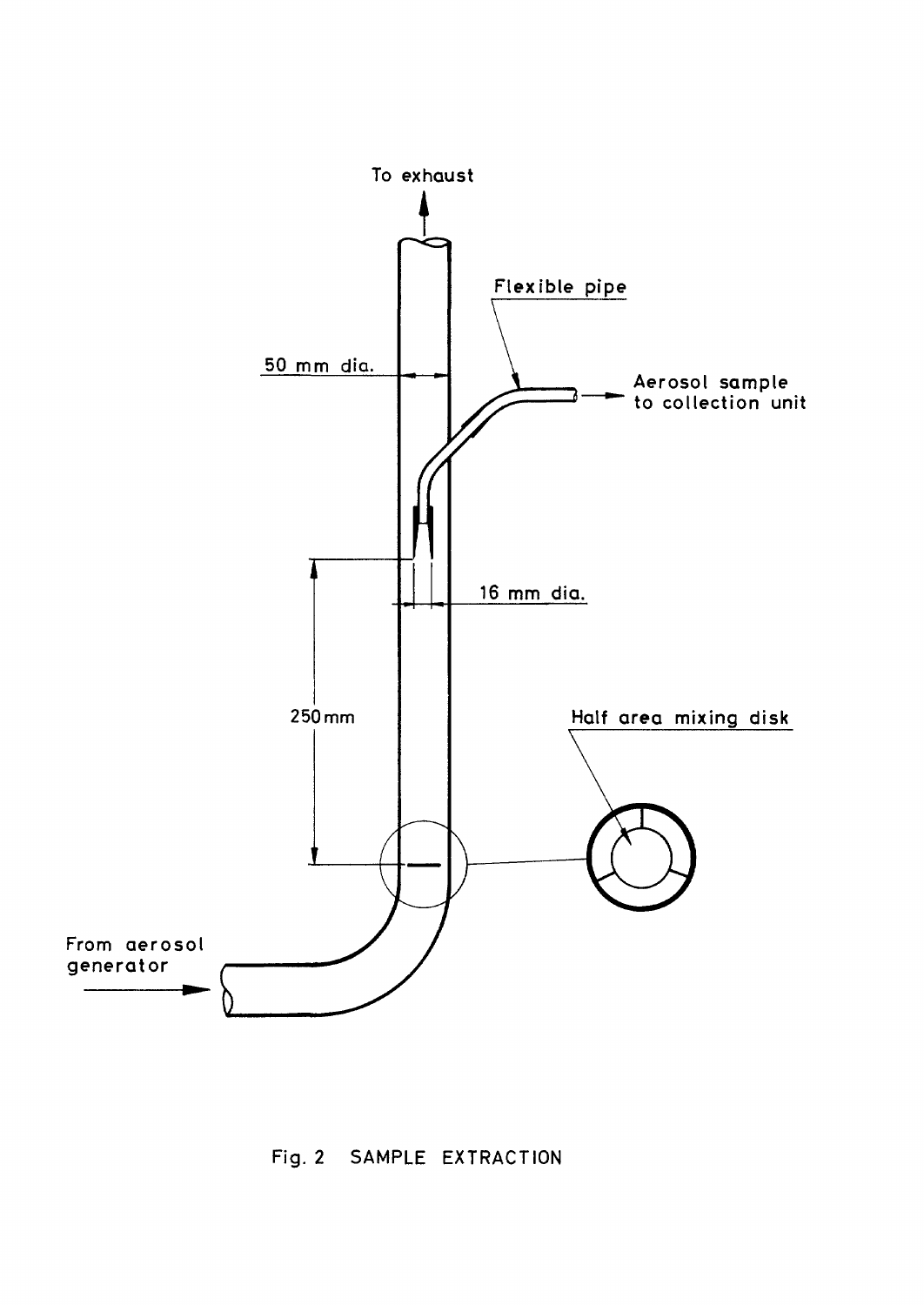To exhaust

Flexible pipe

50 mm dia.

Aerosol sample to collection unit

16 mm dia.

250 mm

Half area mixing disk

From aerosol generator

Fig. 2 SAMPLE EXTRACTION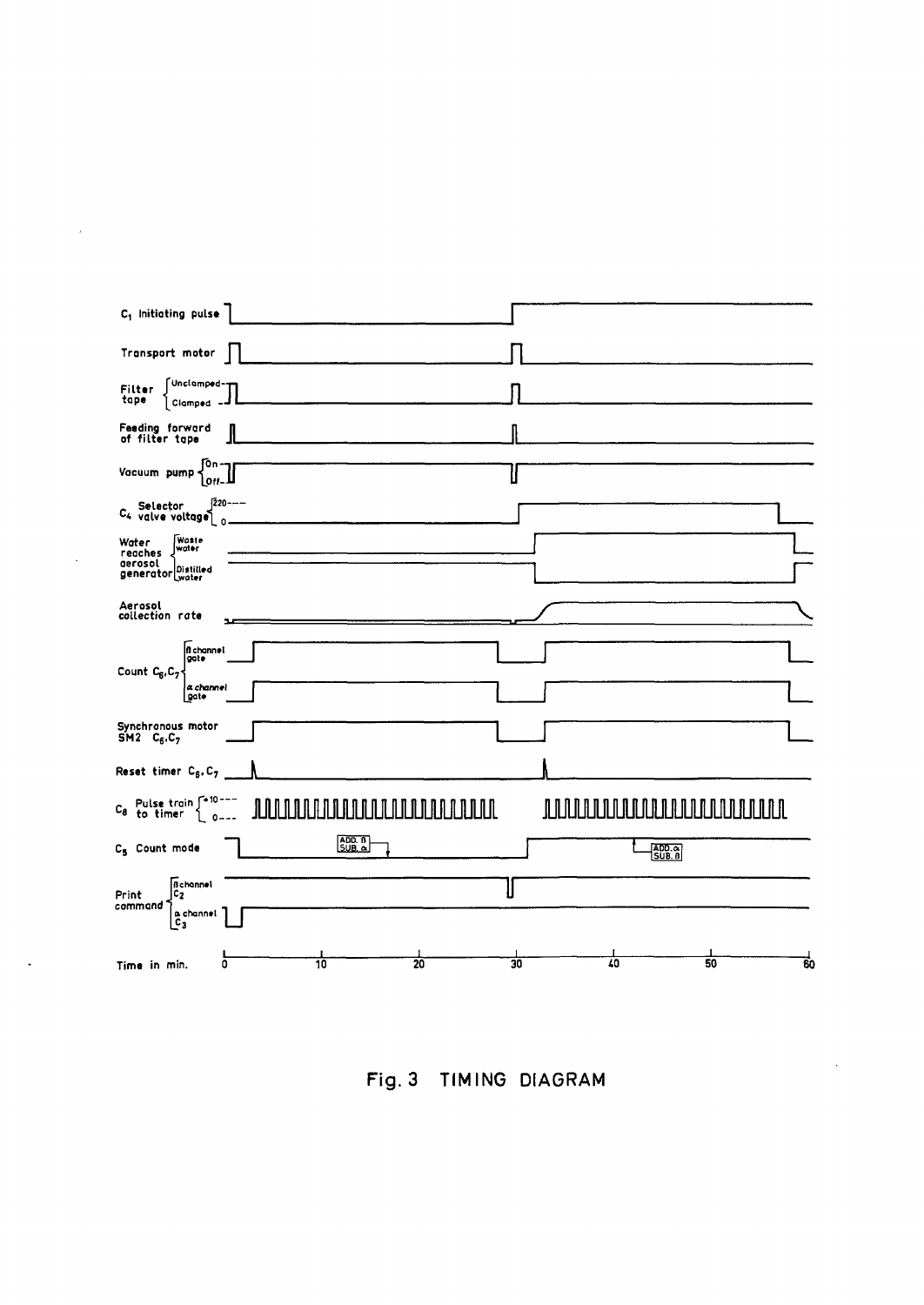Fig. 3 TIMING DIAGRAM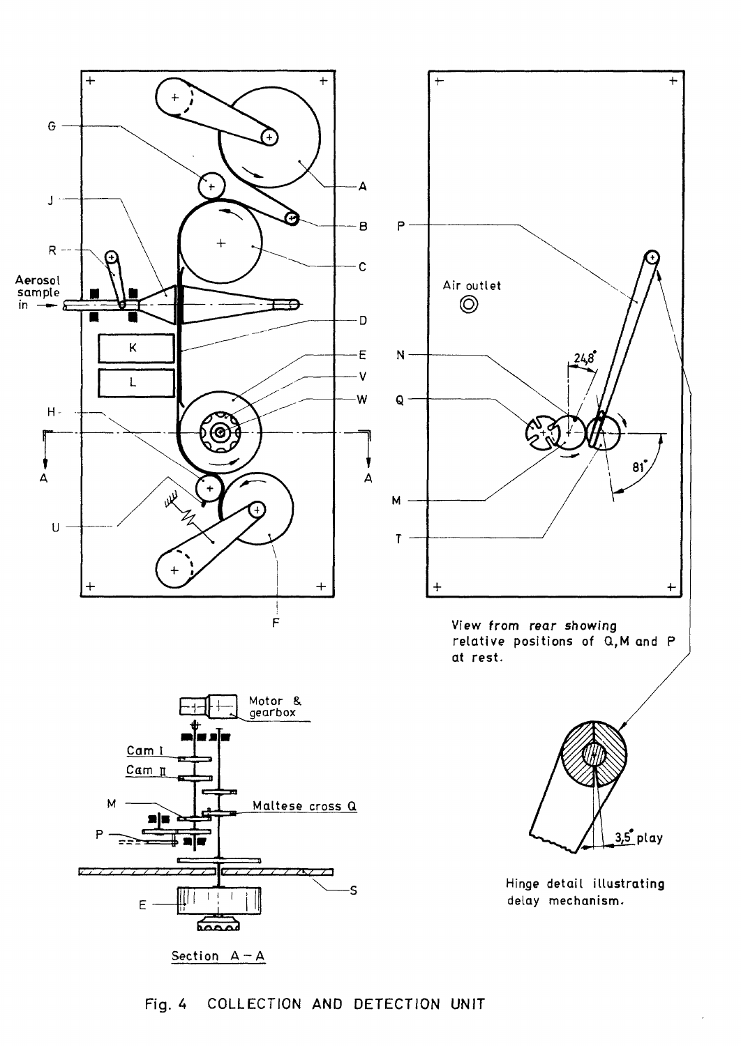Fig. 4 COLLECTION AND DETECTION UNIT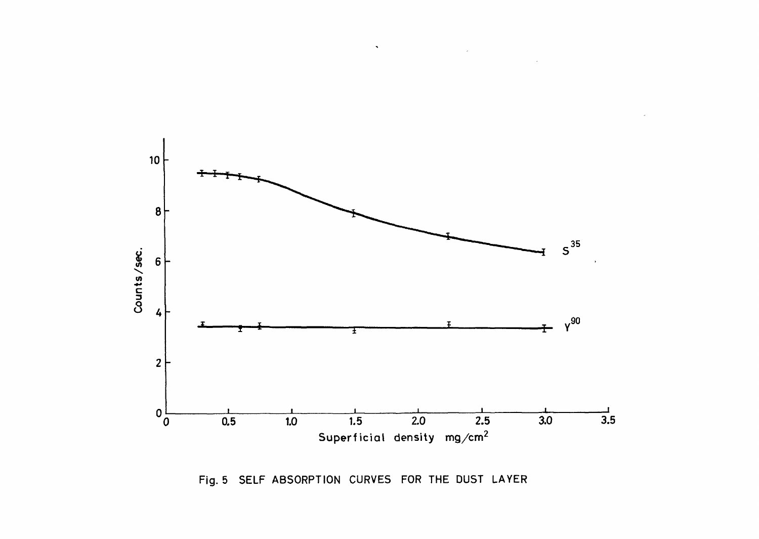Fig. 5 SELF ABSORPTION CURVES FOR THE DUST LAYER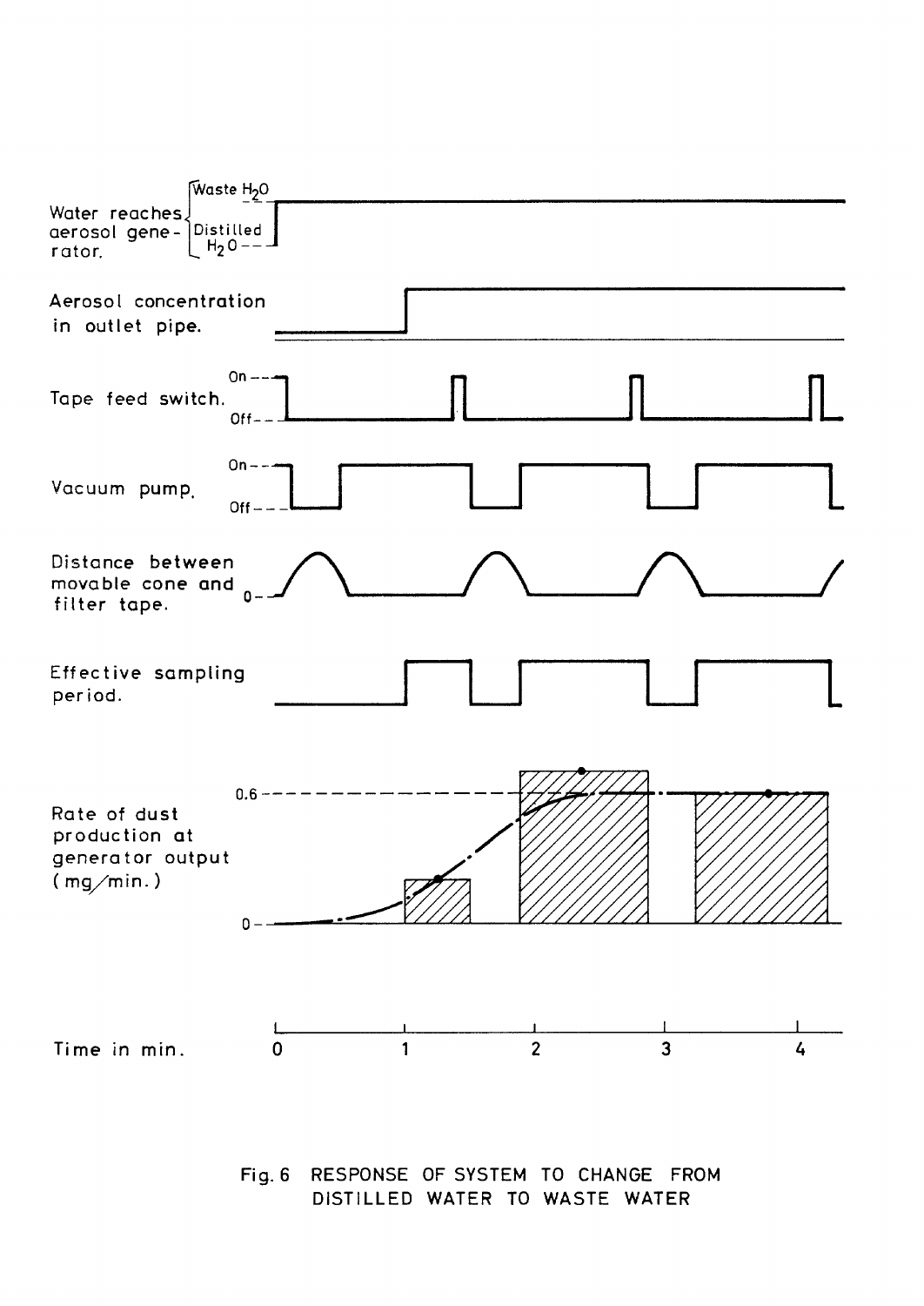Water reaches aerosol generator. { Waste $H_2O$ / Distilled $H_2O$ }

Aerosol concentration in outlet pipe.

Tape feed switch. On / Off

Vacuum pump. On / Off

Distance between movable cone and filter tape. 0

Effective sampling period.

Rate of dust production at generator output (mg/min.) 0.6 / 0

Time in min. 0 1 2 3 4

Fig. 6 RESPONSE OF SYSTEM TO CHANGE FROM DISTILLED WATER TO WASTE WATER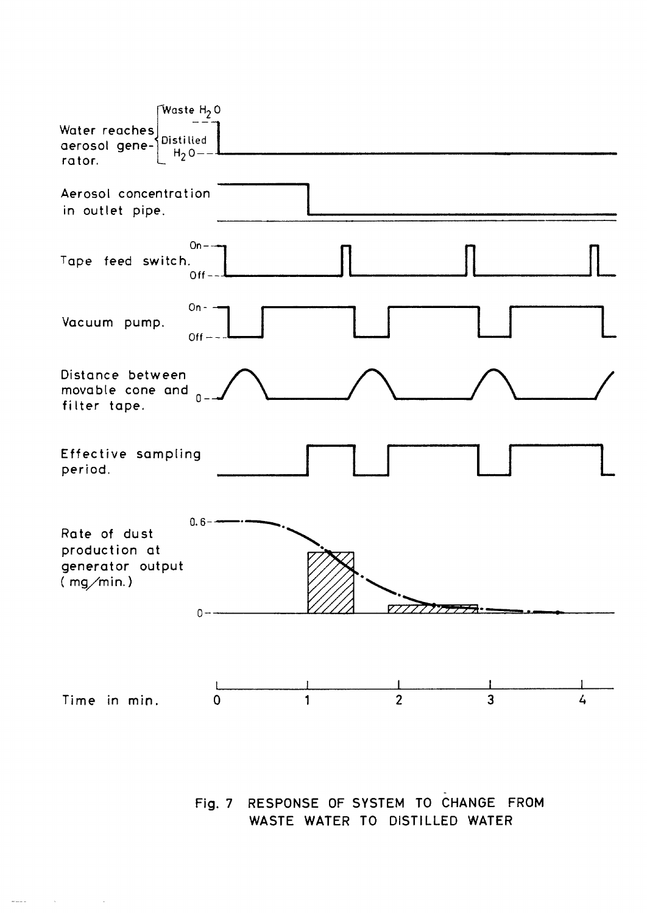Water reaches aerosol generator. Waste $H_2O$ / Distilled $H_2O$

Aerosol concentration in outlet pipe.

Tape feed switch. On / Off

Vacuum pump. On / Off

Distance between movable cone and filter tape. 0

Effective sampling period.

Rate of dust production at generator output (mg/min.) 0.6 / 0

Time in min. 0 1 2 3 4

Fig. 7 RESPONSE OF SYSTEM TO CHANGE FROM WASTE WATER TO DISTILLED WATER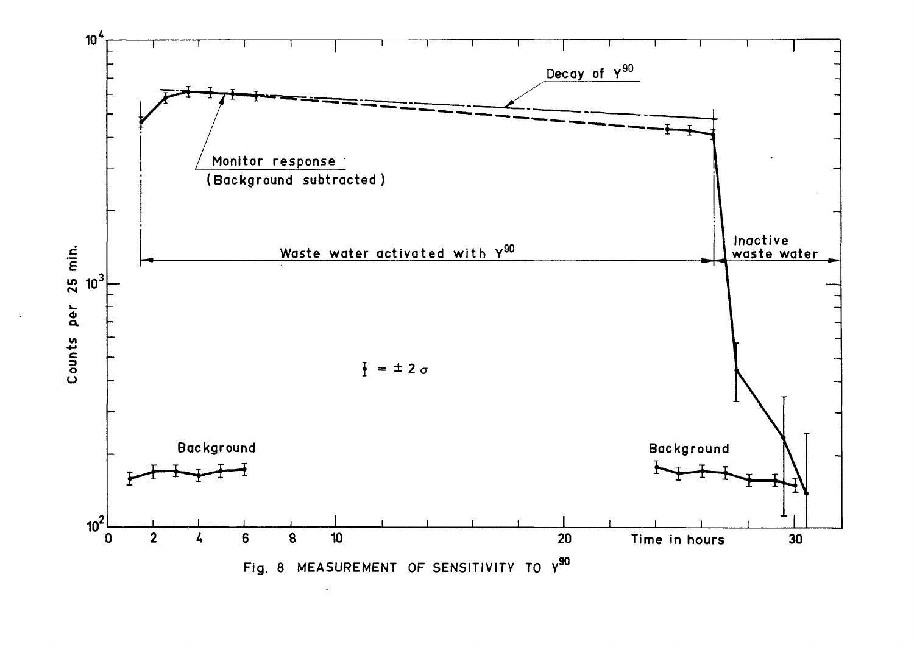Fig. 8 MEASUREMENT OF SENSITIVITY TO $Y^{90}$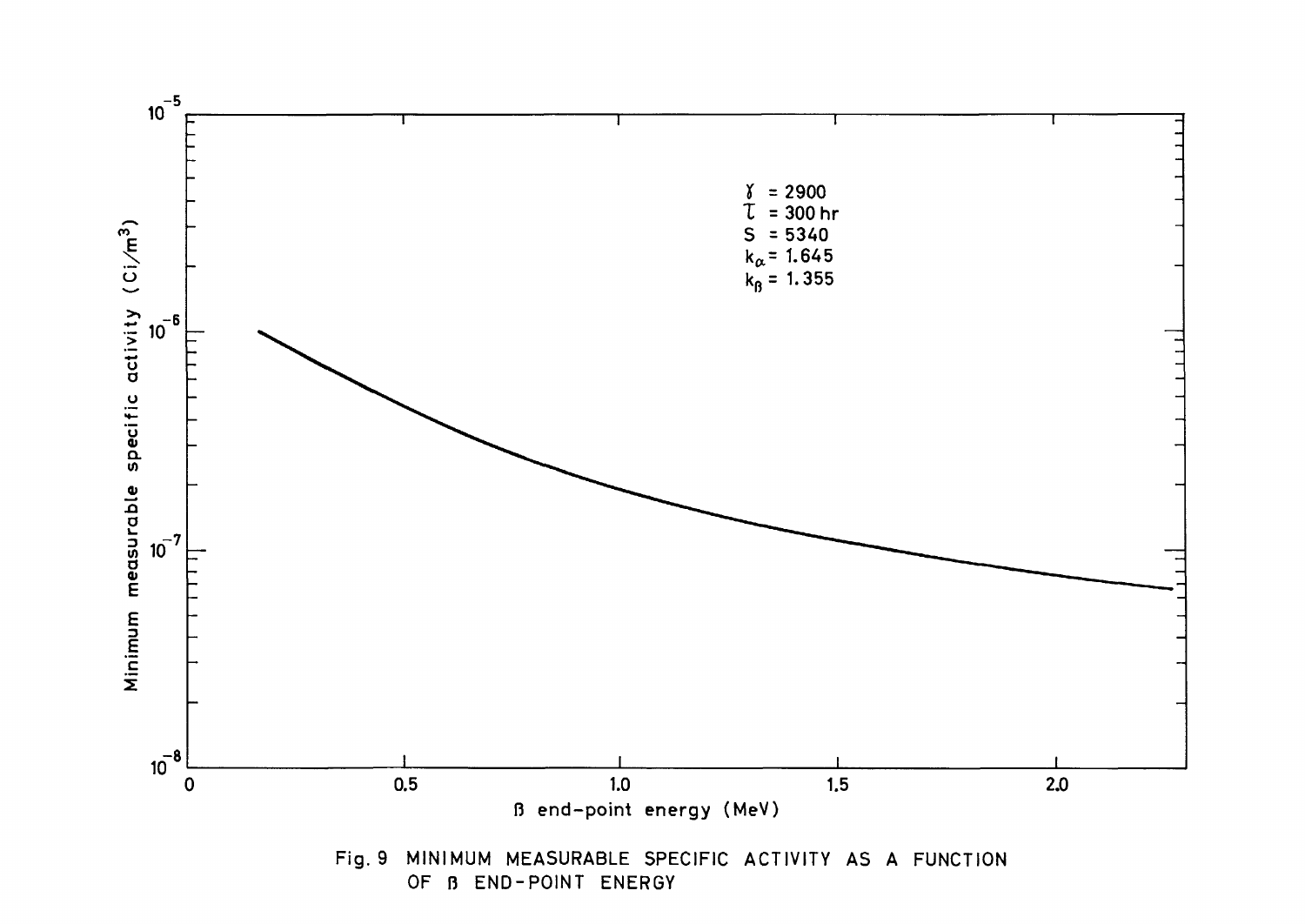Fig. 9 MINIMUM MEASURABLE SPECIFIC ACTIVITY AS A FUNCTION OF β END-POINT ENERGY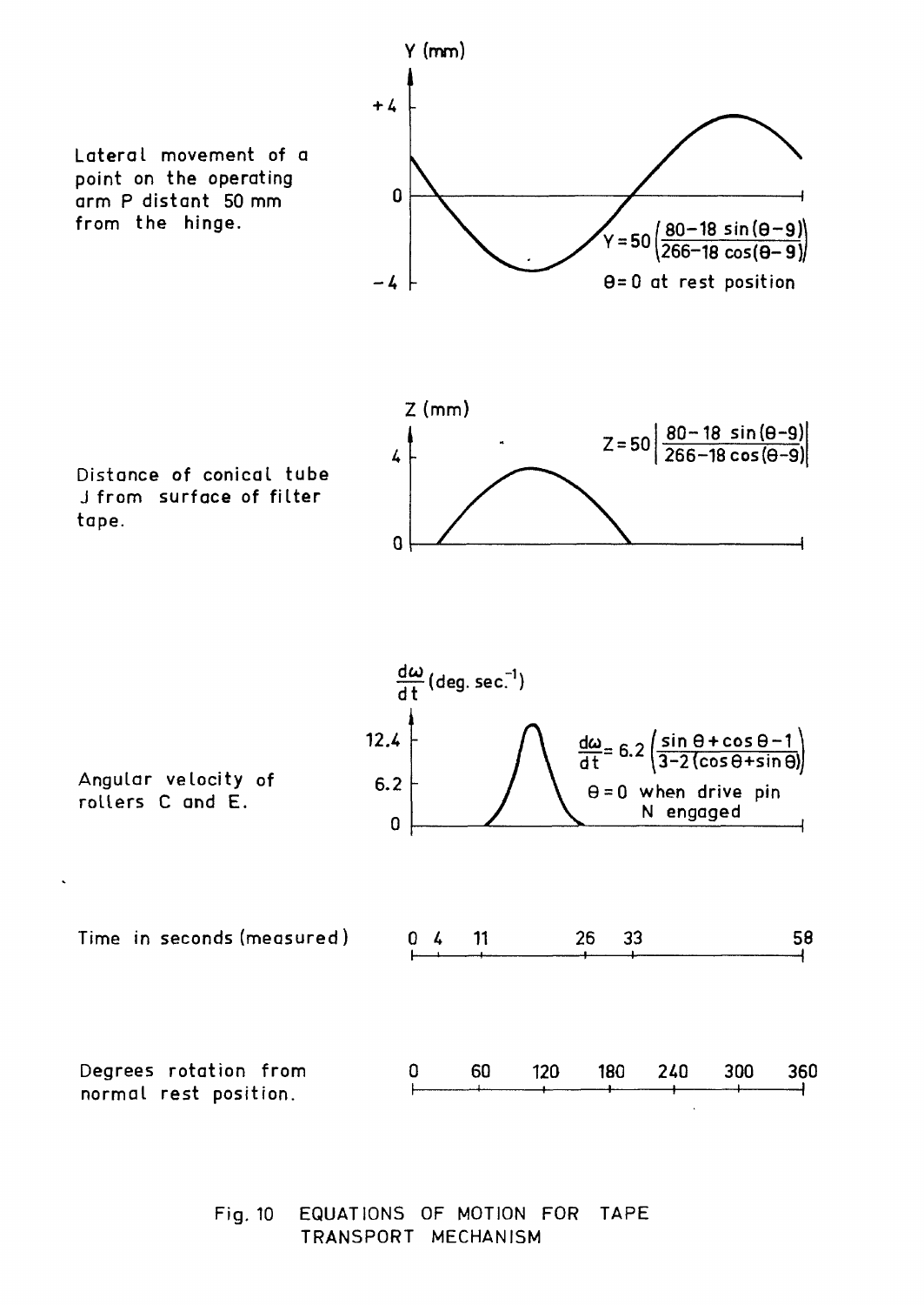Lateral movement of a point on the operating arm P distant 50 mm from the hinge.

Y (mm)

+4

0

−4

$$Y = 50\left(\frac{80-18\sin(\theta-9)}{266-18\cos(\theta-9)}\right)$$

θ = 0 at rest position

Distance of conical tube J from surface of filter tape.

Z (mm)

4

0

$$Z = 50\left|\frac{80-18\sin(\theta-9)}{266-18\cos(\theta-9)}\right|$$

Angular velocity of rollers C and E.

$\frac{d\omega}{dt}$ (deg. sec.$^{-1}$)

12.4

6.2

0

$$\frac{d\omega}{dt} = 6.2\left(\frac{\sin\theta+\cos\theta-1}{3-2(\cos\theta+\sin\theta)}\right)$$

θ = 0 when drive pin N engaged

Time in seconds (measured): 0, 4, 11, 26, 33, 58

Degrees rotation from normal rest position: 0, 60, 120, 180, 240, 300, 360

Fig. 10 EQUATIONS OF MOTION FOR TAPE TRANSPORT MECHANISM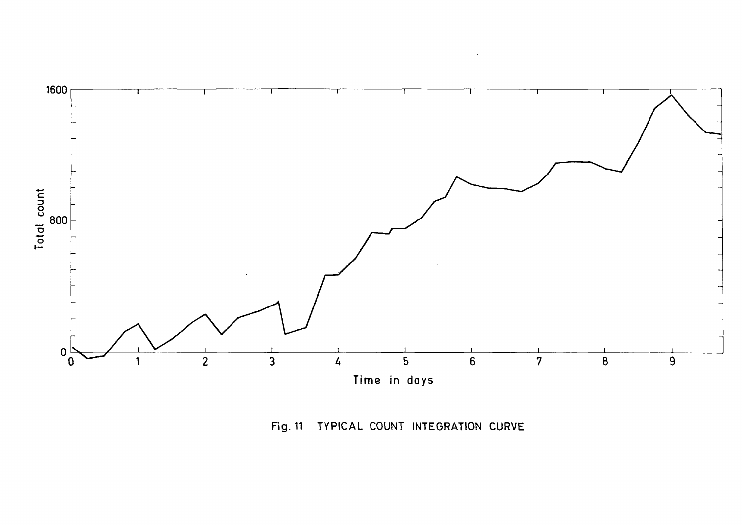Fig. 11 TYPICAL COUNT INTEGRATION CURVE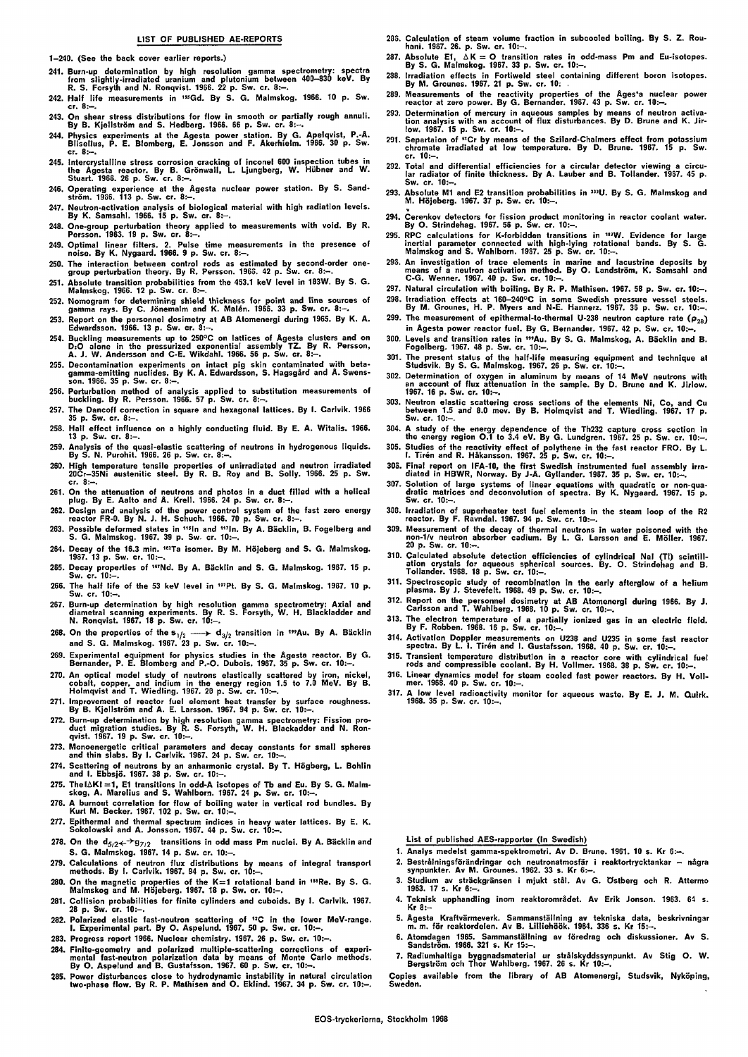## LIST OF PUBLISHED AE-REPORTS

1–240. (See the back cover earlier reports.)

241. Burn-up determination by high resolution gamma spectrometry: spectra from slightly-irradiated uranium and plutonium between 400–830 keV. By R. S. Forsyth and N. Ronqvist. 1966. 22 p. Sw. cr. 8:–.
242. Half life measurements in $^{155}$Gd. By S. G. Malmskog. 1966. 10 p. Sw. cr. 8:–.
243. On shear stress distributions for flow in smooth or partially rough annuli. By B. Kjellström and S. Hedberg. 1966. 66 p. Sw. cr. 8:–.
244. Physics experiments at the Ågesta power station. By G. Apelqvist, P.-Å. Bliselius, P. E. Blomberg, E. Jonsson and F. Åkerhielm. 1966. 30 p. Sw. cr. 8:–.
245. Intercrystalline stress corrosion cracking of inconel 600 inspection tubes in the Ågesta reactor. By B. Grönwall, L. Ljungberg, W. Hübner and W. Stuart. 1966. 26 p. Sw. cr. 8:–.
246. Operating experience at the Ågesta nuclear power station. By S. Sandström. 1966. 113 p. Sw. cr. 8:–.
247. Neutron-activation analysis of biological material with high radiation levels. By K. Samsahl. 1966. 15 p. Sw. cr. 8:–.
248. One-group perturbation theory applied to measurements with void. By R. Persson. 1966. 19 p. Sw. cr. 8:–.
249. Optimal linear filters. 2. Pulse time measurements in the presence of noise. By K. Nygaard. 1966. 9 p. Sw. cr. 8:–.
250. The interaction between control rods as estimated by second-order one-group perturbation theory. By R. Persson. 1966. 42 p. Sw. cr. 8:–.
251. Absolute transition probabilities from the 453.1 keV level in 183W. By S. G. Malmskog. 1966. 12 p. Sw. cr. 8:–.
252. Nomogram for determining shield thickness for point and line sources of gamma rays. By C. Jönemalm and K. Malén. 1966. 33 p. Sw. cr. 8:–.
253. Report on the personnel dosimetry at AB Atomenergi during 1965. By K. A. Edwardsson. 1966. 13 p. Sw. cr. 8:–.
254. Buckling measurements up to 250°C on lattices of Ågesta clusters and on $D_2O$ alone in the pressurized exponential assembly TZ. By R. Persson, A. J. W. Andersson and C-E. Wikdahl. 1966. 56 p. Sw. cr. 8:–.
255. Decontamination experiments on intact pig skin contaminated with beta-gamma-emitting nuclides. By K. A. Edwardsson, S. Hagsgård and Å. Swensson. 1966. 35 p. Sw. cr. 8:–.
256. Perturbation method of analysis applied to substitution measurements of buckling. By R. Persson. 1966. 57 p. Sw. cr. 8:–.
257. The Dancoff correction in square and hexagonal lattices. By I. Carlvik. 1966 35 p. Sw. cr. 8:–.
258. Hall effect influence on a highly conducting fluid. By E. A. Witalis. 1966. 13 p. Sw. cr. 8:–.
259. Analysis of the quasi-elastic scattering of neutrons in hydrogenous liquids. By S. N. Purohit. 1966. 26 p. Sw. cr. 8:–.
260. High temperature tensile properties of unirradiated and neutron irradiated 20Cr–35Ni austenitic steel. By R. B. Roy and B. Solly. 1966. 25 p. Sw. cr. 8:–.
261. On the attenuation of neutrons and photos in a duct filled with a helical plug. By E. Aalto and A. Krell. 1966. 24 p. Sw. cr. 8:–.
262. Design and analysis of the power control system of the fast zero energy reactor FR-0. By N. J. H. Schuch. 1966. 70 p. Sw. cr. 8:–.
263. Possible deformed states in $^{115}$In and $^{117}$In. By A. Bäcklin, B. Fogelberg and S. G. Malmskog. 1967. 39 p. Sw. cr. 10:–.
264. Decay of the 16.3 min. $^{182}$Ta isomer. By M. Höjeberg and S. G. Malmskog. 1967. 13 p. Sw. cr. 10:–.
265. Decay properties of $^{147}$Nd. By A. Bäcklin and S. G. Malmskog. 1967. 15 p. Sw. cr. 10:–.
266. The half life of the 53 keV level in $^{197}$Pt. By S. G. Malmskog. 1967. 10 p. Sw. cr. 10:–.
267. Burn-up determination by high resolution gamma spectrometry: Axial and diametral scanning experiments. By R. S. Forsyth, W. H. Blackadder and N. Ronqvist. 1967. 18 p. Sw. cr. 10:–.
268. On the properties of the $s_{1/2} \longrightarrow d_{3/2}$ transition in $^{199}$Au. By A. Bäcklin and S. G. Malmskog. 1967. 23 p. Sw. cr. 10:–.
269. Experimental equipment for physics studies in the Ågesta reactor. By G. Bernander, P. E. Blomberg and P.-O. Dubois. 1967. 35 p. Sw. cr. 10:–.
270. An optical model study of neutrons elastically scattered by iron, nickel, cobalt, copper, and indium in the energy region 1.5 to 7.0 MeV. By B. Holmqvist and T. Wiedling. 1967. 20 p. Sw. cr. 10:–.
271. Improvement of reactor fuel element heat transfer by surface roughness. By B. Kjellström and A. E. Larsson. 1967. 94 p. Sw. cr. 10:–.
272. Burn-up determination by high resolution gamma spectrometry: Fission product migration studies. By R. S. Forsyth, W. H. Blackadder and N. Ronqvist. 1967. 19 p. Sw. cr. 10:–.
273. Monoenergetic critical parameters and decay constants for small spheres and thin slabs. By I. Carlvik. 1967. 24 p. Sw. cr. 10:–.
274. Scattering of neutrons by an anharmonic crystal. By T. Högberg, L. Bohlin and I. Ebbsjö. 1967. 38 p. Sw. cr. 10:–.
275. The $|\Delta K| = 1$, E1 transitions in odd-A isotopes of Tb and Eu. By S. G. Malmskog, A. Marelius and S. Wahlborn. 1967. 24 p. Sw. cr. 10:–.
276. A burnout correlation for flow of boiling water in vertical rod bundles. By Kurt M. Becker. 1967. 102 p. Sw. cr. 10:–.
277. Epithermal and thermal spectrum indices in heavy water lattices. By E. K. Sokolowski and A. Jonsson. 1967. 44 p. Sw. cr. 10:–.
278. On the $d_{5/2} \leftarrow\rightarrow g_{7/2}$ transitions in odd mass Pm nuclei. By A. Bäcklin and S. G. Malmskog. 1967. 14 p. Sw. cr. 10:–.
279. Calculations of neutron flux distributions by means of integral transport methods. By I. Carlvik. 1967. 94 p. Sw. cr. 10:–.
280. On the magnetic properties of the K=1 rotational band in $^{188}$Re. By S. G. Malmskog and M. Höjeberg. 1967. 18 p. Sw. cr. 10:–.
281. Collision probabilities for finite cylinders and cuboids. By I. Carlvik. 1967. 28 p. Sw. cr. 10:–.
282. Polarized elastic fast-neutron scattering of $^{12}$C in the lower MeV-range. I. Experimental part. By O. Aspelund. 1967. 50 p. Sw. cr. 10:–.
283. Progress report 1966. Nuclear chemistry. 1967. 26 p. Sw. cr. 10:–.
284. Finite-geometry and polarized multiple-scattering corrections of experimental fast-neutron polarization data by means of Monte Carlo methods. By O. Aspelund and B. Gustafsson. 1967. 60 p. Sw. cr. 10:–.
285. Power disturbances close to hydrodynamic instability in natural circulation two-phase flow. By R. P. Mathisen and O. Eklind. 1967. 34 p. Sw. cr. 10:–.
286. Calculation of steam volume fraction in subcooled boiling. By S. Z. Rouhani. 1967. 26. p. Sw. cr. 10:–.
287. Absolute E1, $\Delta K = O$ transition rates in odd-mass Pm and Eu-isotopes. By S. G. Malmskog. 1967. 33 p. Sw. cr. 10:–.
288. Irradiation effects in Fortiweld steel containing different boron isotopes. By M. Grounes. 1967. 21 p. Sw. cr. 10:.
289. Measurements of the reactivity properties of the Ågesta nuclear power reactor at zero power. By G. Bernander. 1967. 43 p. Sw. cr. 10:–.
290. Determination of mercury in aqueous samples by means of neutron activation analysis with an account of flux disturbances. By D. Brune and K. Jirlow. 1967. 15 p. Sw. cr. 10:–.
291. Separtaion of $^{51}$Cr by means of the Szilard-Chalmers effect from potassium chromate irradiated at low temperature. By D. Brune. 1967. 15 p. Sw. cr. 10:–.
292. Total and differential efficiencies for a circular detector viewing a circular radiator of finite thickness. By A. Lauber and B. Tollander. 1967. 45 p. Sw. cr. 10:–.
293. Absolute M1 and E2 transition probabilities in $^{233}$U. By S. G. Malmskog and M. Höjeberg. 1967. 37 p. Sw. cr. 10:–.
294. Čerenkov detectors for fission product monitoring in reactor coolant water. By O. Strindehag. 1967. 56 p. Sw. cr. 10:–.
295. RPC calculations for K-forbidden transitions in $^{183}$W. Evidence for large inertial parameter connected with high-lying rotational bands. By S. G. Malmskog and S. Wahlborn. 1967. 25 p. Sw. cr. 10:–.
296. An investigation of trace elements in marine and lacustrine deposits by means of a neutron activation method. By O. Landström, K. Samsahl and C-G. Wenner. 1967. 40 p. Sw. cr. 10:–.
297. Natural circulation with boiling. By R. P. Mathisen. 1967. 58 p. Sw. cr. 10:–.
298. Irradiation effects at 160–240°C in some Swedish pressure vessel steels. By M. Grounes, H. P. Myers and N-E. Hannerz. 1967. 36 p. Sw. cr. 10:–.
299. The measurement of epithermal-to-thermal U-238 neutron capture rate ($\rho_{28}$) in Ågesta power reactor fuel. By G. Bernander. 1967. 42 p. Sw. cr. 10:–.
300. Levels and transition rates in $^{199}$Au. By S. G. Malmskog, A. Bäcklin and B. Fogelberg. 1967. 48 p. Sw. cr. 10:–.
301. The present status of the half-life measuring equipment and technique at Studsvik. By S. G. Malmskog. 1967. 26 p. Sw. cr. 10:–.
302. Determination of oxygen in aluminum by means of 14 MeV neutrons with an account of flux attenuation in the sample. By D. Brune and K. Jirlow. 1967. 16 p. Sw. cr. 10:–.
303. Neutron elastic scattering cross sections of the elements Ni, Co, and Cu between 1.5 and 8.0 mev. By B. Holmqvist and T. Wiedling. 1967. 17 p. Sw. cr. 10:–.
304. A study of the energy dependence of the Th232 capture cross section in the energy region O.1 to 3.4 eV. By G. Lundgren. 1967. 25 p. Sw. cr. 10:–.
305. Studies of the reactivity effect of polythene in the fast reactor FRO. By L. I. Tirén and R. Håkansson. 1967. 25 p. Sw. cr. 10:–.
306. Final report on IFA-10, the first Swedish instrumented fuel assembly irradiated in HBWR, Norway. By J-A. Gyllander. 1967. 35 p. Sw. cr. 10:–.
307. Solution of large systems of linear equations with quadratic or non-quadratic matrices and deconvolution of spectra. By K. Nygaard. 1967. 15 p. Sw. cr. 10:–.
308. Irradiation of superheater test fuel elements in the steam loop of the R2 reactor. By F. Ravndal. 1967. 94 p. Sw. cr. 10:–.
309. Measurement of the decay of thermal neutrons in water poisoned with the non-1/v neutron absorber cadium. By L. G. Larsson and E. Möller. 1967. 20 p. Sw. cr. 10:–.
310. Calculated absolute detection efficiencies of cylindrical NaI (Tl) scintillation crystals for aqueous spherical sources. By. O. Strindehag and B. Tollander. 1968. 18 p. Sw. cr. 10:–.
311. Spectroscopic study of recombination in the early afterglow of a helium plasma. By J. Stevefelt. 1968. 49 p. Sw. cr. 10:–.
312. Report on the personnel dosimetry at AB Atomenergi during 1966. By J. Carlsson and T. Wahlberg. 1968. 10 p. Sw. cr. 10:–.
313. The electron temperature of a partially ionized gas in an electric field. By F. Robben. 1968. 16 p. Sw. cr. 10:–.
314. Activation Doppler measurements on U238 and U235 in some fast reactor spectra. By L. I. Tirén and I. Gustafsson. 1968. 40 p. Sw. cr. 10:–.
315. Transient temperature distribution in a reactor core with cylindrical fuel rods and compressible coolant. By H. Vollmer. 1968. 38 p. Sw. cr. 10:–.
316. Linear dynamics model for steam cooled fast power reactors. By H. Vollmer. 1968. 40 p. Sw. cr. 10:–.
317. A low level radioactivity monitor for aqueous waste. By E. J. M. Quirk. 1968. 35 p. Sw. cr. 10:–.

### List of published AES-rapporter (In Swedish)

1. Analys medelst gamma-spektrometri. Av D. Brune. 1961. 10 s. Kr 6:–.
2. Bestrålningsförändringar och neutronatmosfär i reaktortrycktankar – några synpunkter. Av M. Grounes. 1962. 33 s. Kr 6:–.
3. Studium av sträckgränsen i mjukt stål. Av G. Östberg och R. Attermo 1963. 17 s. Kr 6:–.
4. Teknisk upphandling inom reaktorområdet. Av Erik Jonson. 1963. 64 s. Kr 8:–
5. Ågesta Kraftvärmeverk. Sammanställning av tekniska data, beskrivningar m. m. för reaktordelen. Av B. Lilliehöök. 1964. 336 s. Kr 15:–.
6. Atomdagen 1965. Sammanställning av föredrag och diskussioner. Av S. Sandström. 1966. 321 s. Kr 15:–.
7. Radiumhaltiga byggnadsmaterial ur strålskyddssynpunkt. Av Stig O. W. Bergström och Thor Wahlberg. 1967. 26 s. Kr 10:–.

Copies available from the library of AB Atomenergi, Studsvik, Nyköping, Sweden.

EOS-tryckerierna, Stockholm 1968